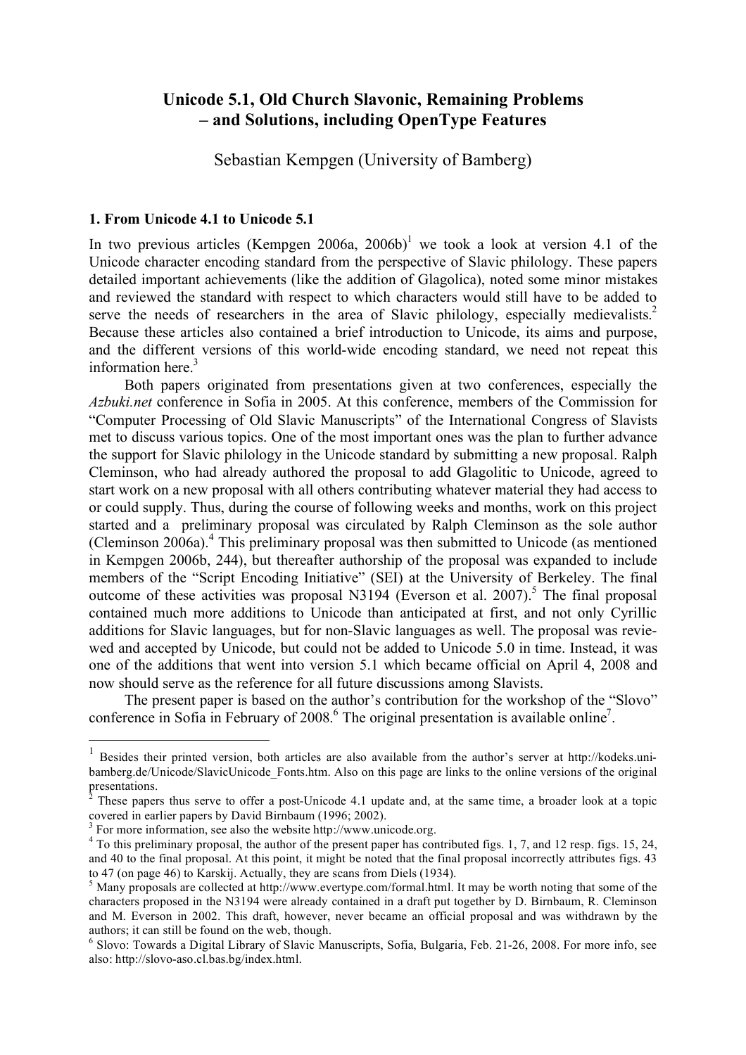# Unicode 5.1, Old Church Slavonic, Remaining Problems – and Solutions, including OpenType Features

Sebastian Kempgen (University of Bamberg)

## 1. From Unicode 4.1 to Unicode 5.1

In two previous articles (Kempgen 2006a, 2006b)[1] we took a look at version 4.1 of the Unicode character encoding standard from the perspective of Slavic philology. These papers detailed important achievements (like the addition of Glagolica), noted some minor mistakes and reviewed the standard with respect to which characters would still have to be added to serve the needs of researchers in the area of Slavic philology, especially medievalists.[2] Because these articles also contained a brief introduction to Unicode, its aims and purpose, and the different versions of this world-wide encoding standard, we need not repeat this information here.[3]

Both papers originated from presentations given at two conferences, especially the *Azbuki.net* conference in Sofia in 2005. At this conference, members of the Commission for "Computer Processing of Old Slavic Manuscripts" of the International Congress of Slavists met to discuss various topics. One of the most important ones was the plan to further advance the support for Slavic philology in the Unicode standard by submitting a new proposal. Ralph Cleminson, who had already authored the proposal to add Glagolitic to Unicode, agreed to start work on a new proposal with all others contributing whatever material they had access to or could supply. Thus, during the course of following weeks and months, work on this project started and a preliminary proposal was circulated by Ralph Cleminson as the sole author (Cleminson 2006a).[4] This preliminary proposal was then submitted to Unicode (as mentioned in Kempgen 2006b, 244), but thereafter authorship of the proposal was expanded to include members of the "Script Encoding Initiative" (SEI) at the University of Berkeley. The final outcome of these activities was proposal N3194 (Everson et al. 2007).[5] The final proposal contained much more additions to Unicode than anticipated at first, and not only Cyrillic additions for Slavic languages, but for non-Slavic languages as well. The proposal was reviewed and accepted by Unicode, but could not be added to Unicode 5.0 in time. Instead, it was one of the additions that went into version 5.1 which became official on April 4, 2008 and now should serve as the reference for all future discussions among Slavists.

The present paper is based on the author's contribution for the workshop of the "Slovo" conference in Sofia in February of 2008.[6] The original presentation is available online[7].

---

[1] Besides their printed version, both articles are also available from the author's server at http://kodeks.uni-bamberg.de/Unicode/SlavicUnicode_Fonts.htm. Also on this page are links to the online versions of the original presentations.

[2] These papers thus serve to offer a post-Unicode 4.1 update and, at the same time, a broader look at a topic covered in earlier papers by David Birnbaum (1996; 2002).

[3] For more information, see also the website http://www.unicode.org.

[4] To this preliminary proposal, the author of the present paper has contributed figs. 1, 7, and 12 resp. figs. 15, 24, and 40 to the final proposal. At this point, it might be noted that the final proposal incorrectly attributes figs. 43 to 47 (on page 46) to Karskij. Actually, they are scans from Diels (1934).

[5] Many proposals are collected at http://www.evertype.com/formal.html. It may be worth noting that some of the characters proposed in the N3194 were already contained in a draft put together by D. Birnbaum, R. Cleminson and M. Everson in 2002. This draft, however, never became an official proposal and was withdrawn by the authors; it can still be found on the web, though.

[6] Slovo: Towards a Digital Library of Slavic Manuscripts, Sofia, Bulgaria, Feb. 21-26, 2008. For more info, see also: http://slovo-aso.cl.bas.bg/index.html.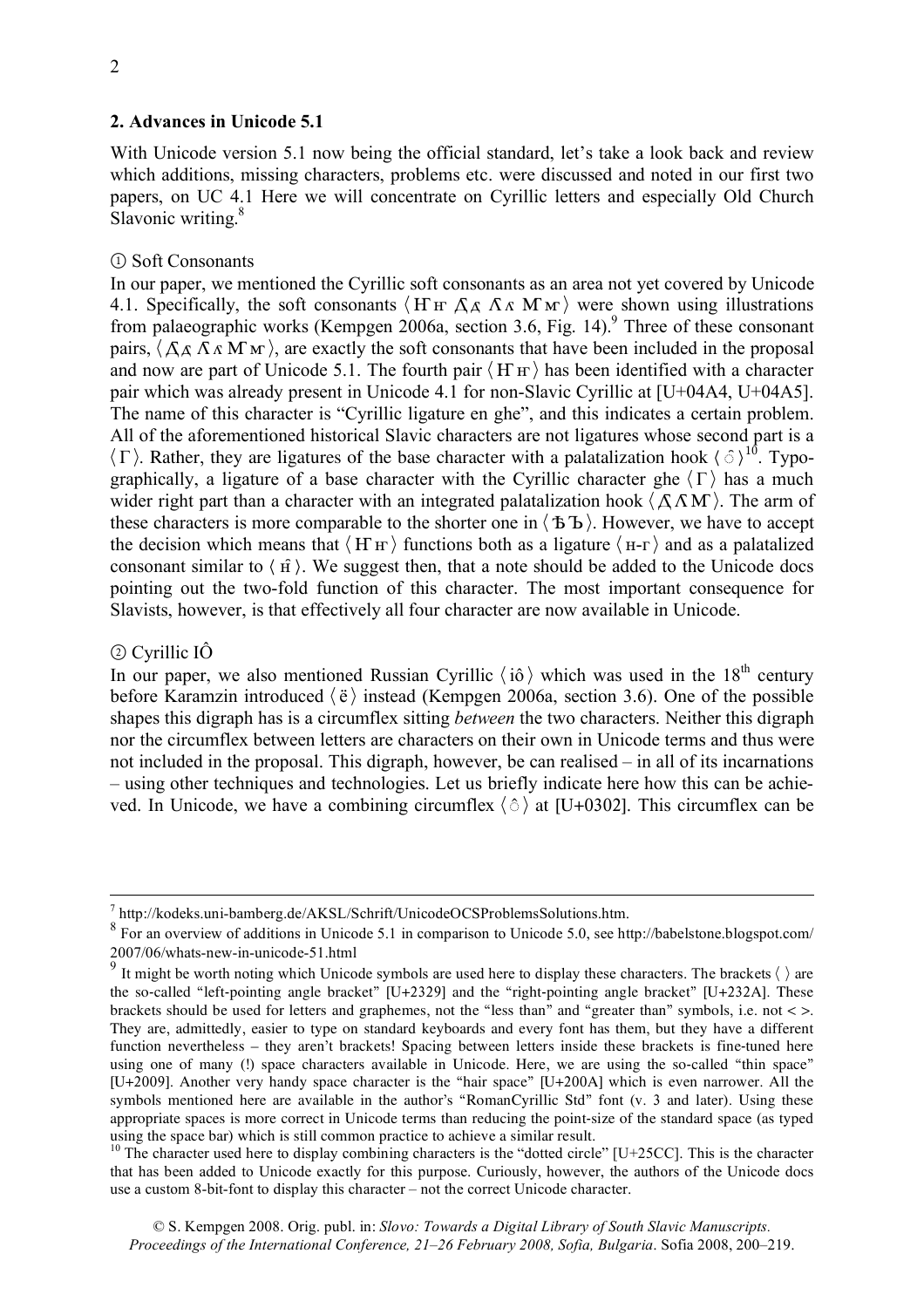## 2. Advances in Unicode 5.1

With Unicode version 5.1 now being the official standard, let's take a look back and review which additions, missing characters, problems etc. were discussed and noted in our first two papers, on UC 4.1 Here we will concentrate on Cyrillic letters and especially Old Church Slavonic writing.[8]

① Soft Consonants

In our paper, we mentioned the Cyrillic soft consonants as an area not yet covered by Unicode 4.1. Specifically, the soft consonants 〈Ҥ ҥ Ԓ ԓ Ԡ ԡ Ԣ ԣ〉 were shown using illustrations from palaeographic works (Kempgen 2006a, section 3.6, Fig. 14).[9] Three of these consonant pairs, 〈Ԓ ԓ Ԡ ԡ Ԣ ԣ〉, are exactly the soft consonants that have been included in the proposal and now are part of Unicode 5.1. The fourth pair 〈Ҥ ҥ〉 has been identified with a character pair which was already present in Unicode 4.1 for non-Slavic Cyrillic at [U+04A4, U+04A5]. The name of this character is "Cyrillic ligature en ghe", and this indicates a certain problem. All of the aforementioned historical Slavic characters are not ligatures whose second part is a 〈Г〉. Rather, they are ligatures of the base character with a palatalization hook 〈◌҄〉[10]. Typographically, a ligature of a base character with the Cyrillic character ghe 〈Г〉 has a much wider right part than a character with an integrated palatalization hook 〈Ԓ Ԡ Ԣ〉. The arm of these characters is more comparable to the shorter one in 〈Ђ Ъ〉. However, we have to accept the decision which means that 〈Ҥ ҥ〉 functions both as a ligature 〈н-г〉 and as a palatalized consonant similar to 〈н҄〉. We suggest then, that a note should be added to the Unicode docs pointing out the two-fold function of this character. The most important consequence for Slavists, however, is that effectively all four character are now available in Unicode.

② Cyrillic IÔ

In our paper, we also mentioned Russian Cyrillic 〈iô〉 which was used in the 18th century before Karamzin introduced 〈ё〉 instead (Kempgen 2006a, section 3.6). One of the possible shapes this digraph has is a circumflex sitting *between* the two characters. Neither this digraph nor the circumflex between letters are characters on their own in Unicode terms and thus were not included in the proposal. This digraph, however, be can realised – in all of its incarnations – using other techniques and technologies. Let us briefly indicate here how this can be achieved. In Unicode, we have a combining circumflex 〈◌̂〉 at [U+0302]. This circumflex can be

---

[7] http://kodeks.uni-bamberg.de/AKSL/Schrift/UnicodeOCSProblemsSolutions.htm.

[8] For an overview of additions in Unicode 5.1 in comparison to Unicode 5.0, see http://babelstone.blogspot.com/2007/06/whats-new-in-unicode-51.html

[9] It might be worth noting which Unicode symbols are used here to display these characters. The brackets 〈 〉 are the so-called "left-pointing angle bracket" [U+2329] and the "right-pointing angle bracket" [U+232A]. These brackets should be used for letters and graphemes, not the "less than" and "greater than" symbols, i.e. not < >. They are, admittedly, easier to type on standard keyboards and every font has them, but they have a different function nevertheless – they aren't brackets! Spacing between letters inside these brackets is fine-tuned here using one of many (!) space characters available in Unicode. Here, we are using the so-called "thin space" [U+2009]. Another very handy space character is the "hair space" [U+200A] which is even narrower. All the symbols mentioned here are available in the author's "RomanCyrillic Std" font (v. 3 and later). Using these appropriate spaces is more correct in Unicode terms than reducing the point-size of the standard space (as typed using the space bar) which is still common practice to achieve a similar result.

[10] The character used here to display combining characters is the "dotted circle" [U+25CC]. This is the character that has been added to Unicode exactly for this purpose. Curiously, however, the authors of the Unicode docs use a custom 8-bit-font to display this character – not the correct Unicode character.

© S. Kempgen 2008. Orig. publ. in: *Slovo: Towards a Digital Library of South Slavic Manuscripts. Proceedings of the International Conference, 21–26 February 2008, Sofia, Bulgaria*. Sofia 2008, 200–219.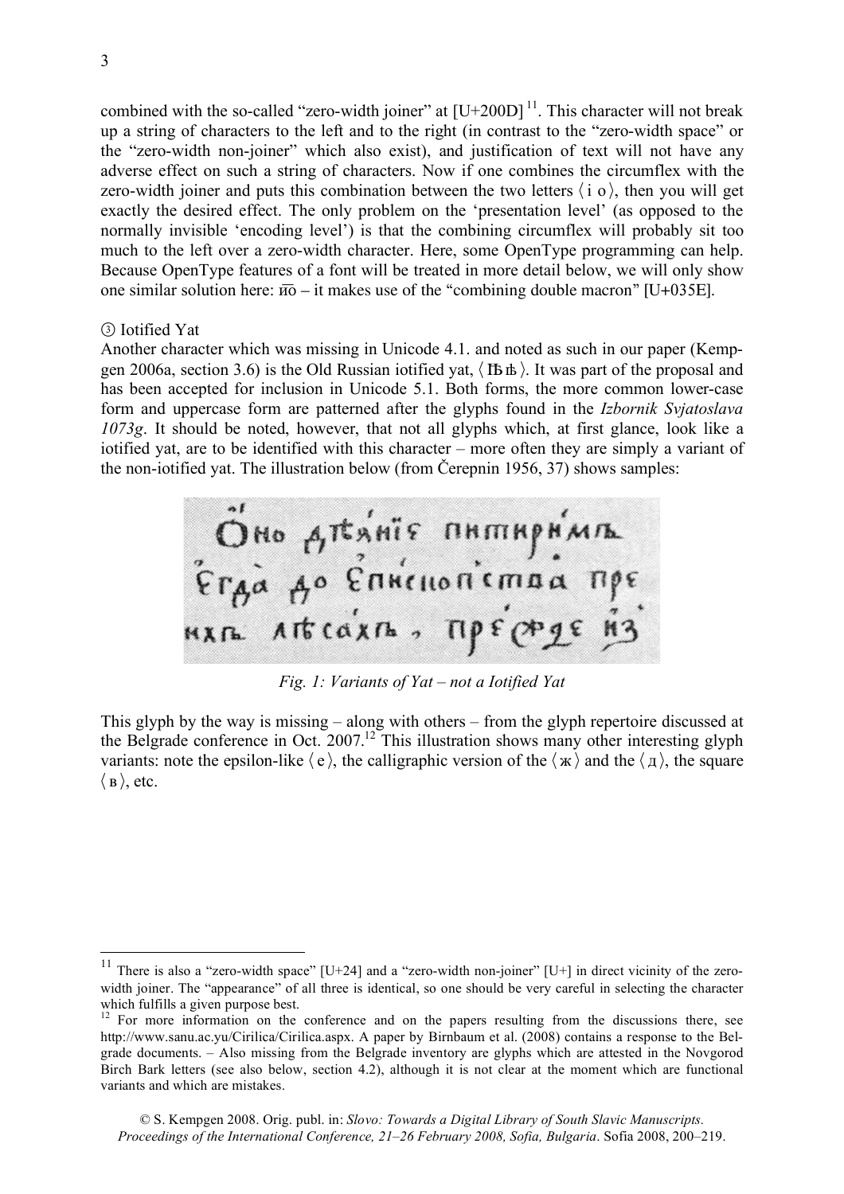combined with the so-called "zero-width joiner" at [U+200D] [11]. This character will not break up a string of characters to the left and to the right (in contrast to the "zero-width space" or the "zero-width non-joiner" which also exist), and justification of text will not have any adverse effect on such a string of characters. Now if one combines the circumflex with the zero-width joiner and puts this combination between the two letters ⟨ i o ⟩, then you will get exactly the desired effect. The only problem on the 'presentation level' (as opposed to the normally invisible 'encoding level') is that the combining circumflex will probably sit too much to the left over a zero-width character. Here, some OpenType programming can help. Because OpenType features of a font will be treated in more detail below, we will only show one similar solution here: и͞о – it makes use of the "combining double macron" [U+035E].

③ Iotified Yat

Another character which was missing in Unicode 4.1. and noted as such in our paper (Kempgen 2006a, section 3.6) is the Old Russian iotified yat, ⟨ Ꙓ ꙓ ⟩. It was part of the proposal and has been accepted for inclusion in Unicode 5.1. Both forms, the more common lower-case form and uppercase form are patterned after the glyphs found in the *Izbornik Svjatoslava 1073g*. It should be noted, however, that not all glyphs which, at first glance, look like a iotified yat, are to be identified with this character – more often they are simply a variant of the non-iotified yat. The illustration below (from Čerepnin 1956, 37) shows samples:

*Fig. 1: Variants of Yat – not a Iotified Yat*

This glyph by the way is missing – along with others – from the glyph repertoire discussed at the Belgrade conference in Oct. 2007.[12] This illustration shows many other interesting glyph variants: note the epsilon-like ⟨ е ⟩, the calligraphic version of the ⟨ ж ⟩ and the ⟨ д ⟩, the square ⟨ в ⟩, etc.

---

[11] There is also a "zero-width space" [U+24] and a "zero-width non-joiner" [U+] in direct vicinity of the zero-width joiner. The "appearance" of all three is identical, so one should be very careful in selecting the character which fulfills a given purpose best.

[12] For more information on the conference and on the papers resulting from the discussions there, see http://www.sanu.ac.yu/Cirilica/Cirilica.aspx. A paper by Birnbaum et al. (2008) contains a response to the Belgrade documents. – Also missing from the Belgrade inventory are glyphs which are attested in the Novgorod Birch Bark letters (see also below, section 4.2), although it is not clear at the moment which are functional variants and which are mistakes.

© S. Kempgen 2008. Orig. publ. in: *Slovo: Towards a Digital Library of South Slavic Manuscripts. Proceedings of the International Conference, 21–26 February 2008, Sofia, Bulgaria*. Sofia 2008, 200–219.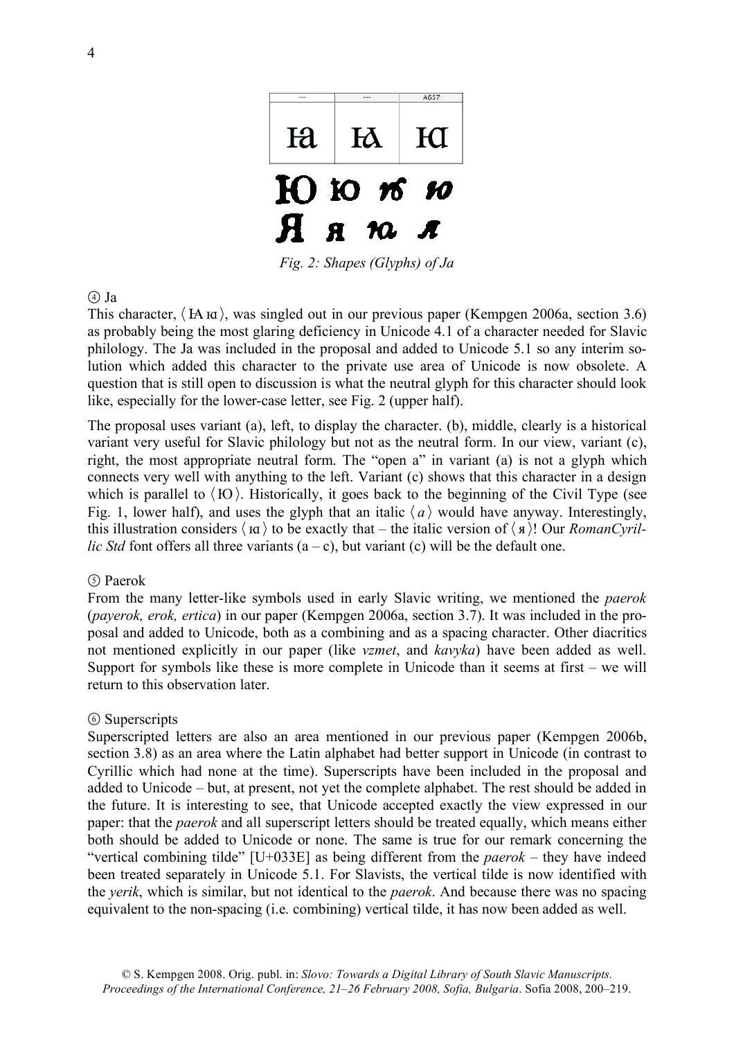| --- | --- | A657 |
|---|---|---|
| ꙗ | ꙗ | ꙗ |

Ю ю ю ю
Я я ꙗ я

*Fig. 2: Shapes (Glyphs) of Ja*

④ Ja

This character, ⟨Ꙗ ꙗ⟩, was singled out in our previous paper (Kempgen 2006a, section 3.6) as probably being the most glaring deficiency in Unicode 4.1 of a character needed for Slavic philology. The Ja was included in the proposal and added to Unicode 5.1 so any interim solution which added this character to the private use area of Unicode is now obsolete. A question that is still open to discussion is what the neutral glyph for this character should look like, especially for the lower-case letter, see Fig. 2 (upper half).

The proposal uses variant (a), left, to display the character. (b), middle, clearly is a historical variant very useful for Slavic philology but not as the neutral form. In our view, variant (c), right, the most appropriate neutral form. The "open a" in variant (a) is not a glyph which connects very well with anything to the left. Variant (c) shows that this character in a design which is parallel to ⟨Ю⟩. Historically, it goes back to the beginning of the Civil Type (see Fig. 1, lower half), and uses the glyph that an italic ⟨*a*⟩ would have anyway. Interestingly, this illustration considers ⟨ꙗ⟩ to be exactly that – the italic version of ⟨я⟩! Our *RomanCyrillic Std* font offers all three variants (a – c), but variant (c) will be the default one.

⑤ Paerok

From the many letter-like symbols used in early Slavic writing, we mentioned the *paerok* (*payerok, erok, ertica*) in our paper (Kempgen 2006a, section 3.7). It was included in the proposal and added to Unicode, both as a combining and as a spacing character. Other diacritics not mentioned explicitly in our paper (like *vzmet*, and *kavyka*) have been added as well. Support for symbols like these is more complete in Unicode than it seems at first – we will return to this observation later.

⑥ Superscripts

Superscripted letters are also an area mentioned in our previous paper (Kempgen 2006b, section 3.8) as an area where the Latin alphabet had better support in Unicode (in contrast to Cyrillic which had none at the time). Superscripts have been included in the proposal and added to Unicode – but, at present, not yet the complete alphabet. The rest should be added in the future. It is interesting to see, that Unicode accepted exactly the view expressed in our paper: that the *paerok* and all superscript letters should be treated equally, which means either both should be added to Unicode or none. The same is true for our remark concerning the "vertical combining tilde" [U+033E] as being different from the *paerok* – they have indeed been treated separately in Unicode 5.1. For Slavists, the vertical tilde is now identified with the *yerik*, which is similar, but not identical to the *paerok*. And because there was no spacing equivalent to the non-spacing (i.e. combining) vertical tilde, it has now been added as well.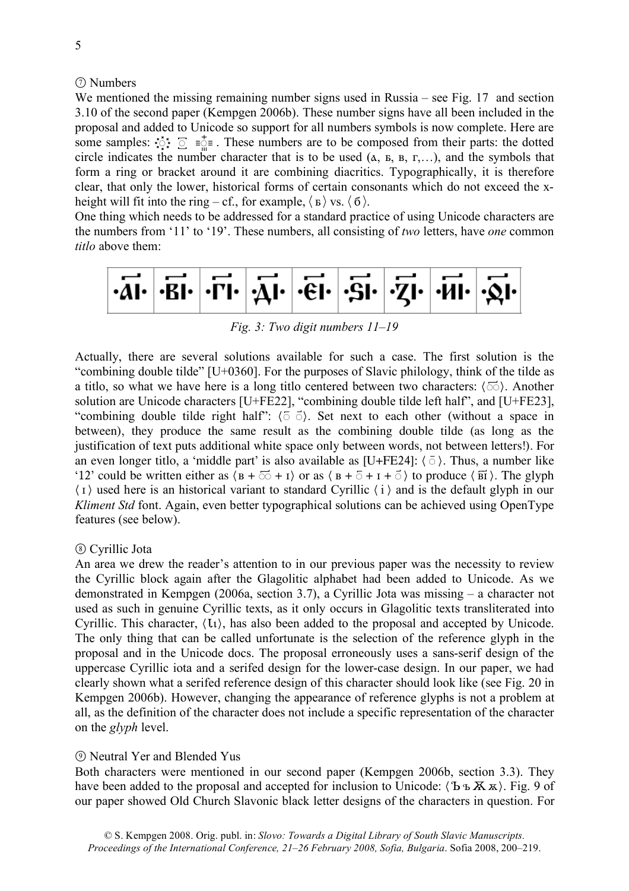⑦ Numbers

We mentioned the missing remaining number signs used in Russia – see Fig. 17 and section 3.10 of the second paper (Kempgen 2006b). These number signs have all been included in the proposal and added to Unicode so support for all numbers symbols is now complete. Here are some samples: ҈ ꙰ ꙲ . These numbers are to be composed from their parts: the dotted circle indicates the number character that is to be used (а, б, в, г,…), and the symbols that form a ring or bracket around it are combining diacritics. Typographically, it is therefore clear, that only the lower, historical forms of certain consonants which do not exceed the x-height will fit into the ring – cf., for example, ⟨ в ⟩ vs. ⟨ б ⟩.

One thing which needs to be addressed for a standard practice of using Unicode characters are the numbers from '11' to '19'. These numbers, all consisting of *two* letters, have *one* common *titlo* above them:

| ·а҃і· | ·в҃і· | ·г҃і· | ·д҃і· | ·є҃і· | ·ѕ҃і· | ·з҃і· | ·и҃і· | ·ѳ҃і· |
|---|---|---|---|---|---|---|---|---|

*Fig. 3: Two digit numbers 11–19*

Actually, there are several solutions available for such a case. The first solution is the "combining double tilde" [U+0360]. For the purposes of Slavic philology, think of the tilde as a titlo, so what we have here is a long titlo centered between two characters: ⟨◌͠◌⟩. Another solution are Unicode characters [U+FE22], "combining double tilde left half", and [U+FE23], "combining double tilde right half": ⟨◌︢ ◌︣⟩. Set next to each other (without a space in between), they produce the same result as the combining double tilde (as long as the justification of text puts additional white space only between words, not between letters!). For an even longer titlo, a 'middle part' is also available as [U+FE24]: ⟨ ◌︤ ⟩. Thus, a number like '12' could be written either as ⟨в + ◌͠◌ + ı⟩ or as ⟨ в + ◌︢ + ı + ◌︣ ⟩ to produce ⟨ в͠ı ⟩. The glyph ⟨ ı ⟩ used here is an historical variant to standard Cyrillic ⟨ і ⟩ and is the default glyph in our *Kliment Std* font. Again, even better typographical solutions can be achieved using OpenType features (see below).

⑧ Cyrillic Jota

An area we drew the reader's attention to in our previous paper was the necessity to review the Cyrillic block again after the Glagolitic alphabet had been added to Unicode. As we demonstrated in Kempgen (2006a, section 3.7), a Cyrillic Jota was missing – a character not used as such in genuine Cyrillic texts, as it only occurs in Glagolitic texts transliterated into Cyrillic. This character, ⟨Ꙇꙇ⟩, has also been added to the proposal and accepted by Unicode. The only thing that can be called unfortunate is the selection of the reference glyph in the proposal and in the Unicode docs. The proposal erroneously uses a sans-serif design of the uppercase Cyrillic iota and a serifed design for the lower-case design. In our paper, we had clearly shown what a serifed reference design of this character should look like (see Fig. 20 in Kempgen 2006b). However, changing the appearance of reference glyphs is not a problem at all, as the definition of the character does not include a specific representation of the character on the *glyph* level.

⑨ Neutral Yer and Blended Yus

Both characters were mentioned in our second paper (Kempgen 2006b, section 3.3). They have been added to the proposal and accepted for inclusion to Unicode: ⟨Ꙏꙏ Ꙛꙛ⟩. Fig. 9 of our paper showed Old Church Slavonic black letter designs of the characters in question. For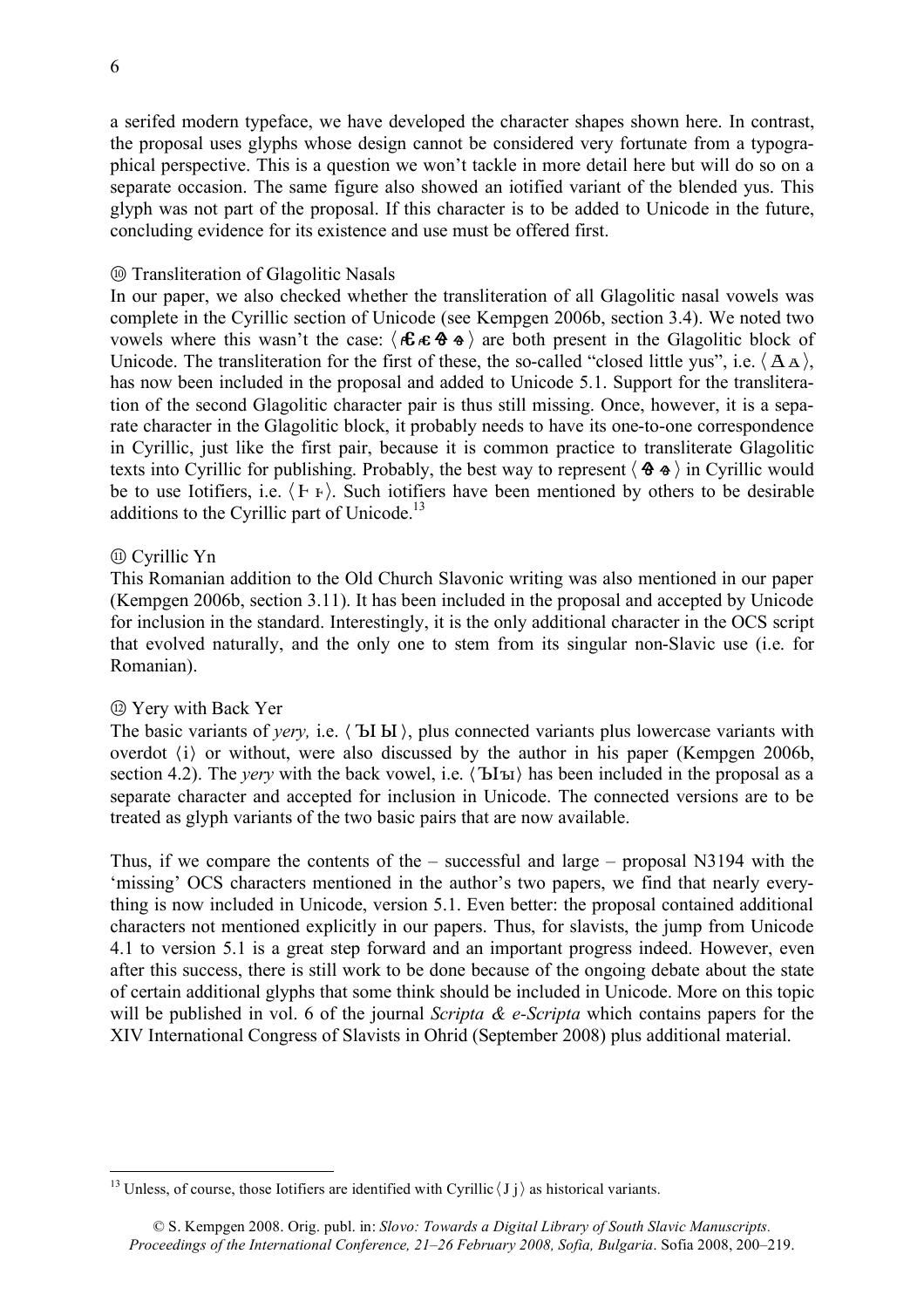a serifed modern typeface, we have developed the character shapes shown here. In contrast, the proposal uses glyphs whose design cannot be considered very fortunate from a typographical perspective. This is a question we won't tackle in more detail here but will do so on a separate occasion. The same figure also showed an iotified variant of the blended yus. This glyph was not part of the proposal. If this character is to be added to Unicode in the future, concluding evidence for its existence and use must be offered first.

⑩ Transliteration of Glagolitic Nasals

In our paper, we also checked whether the transliteration of all Glagolitic nasal vowels was complete in the Cyrillic section of Unicode (see Kempgen 2006b, section 3.4). We noted two vowels where this wasn't the case: ⟨ Ⰵ̃ ⰵ̃ Ⱚ ⱚ ⟩ are both present in the Glagolitic block of Unicode. The transliteration for the first of these, the so-called "closed little yus", i.e. ⟨ Ꙙ ꙙ ⟩, has now been included in the proposal and added to Unicode 5.1. Support for the transliteration of the second Glagolitic character pair is thus still missing. Once, however, it is a separate character in the Glagolitic block, it probably needs to have its one-to-one correspondence in Cyrillic, just like the first pair, because it is common practice to transliterate Glagolitic texts into Cyrillic for publishing. Probably, the best way to represent ⟨ Ⱚ ⱚ ⟩ in Cyrillic would be to use Iotifiers, i.e. ⟨ Ꙇ ꙇ ⟩. Such iotifiers have been mentioned by others to be desirable additions to the Cyrillic part of Unicode.[13]

⑪ Cyrillic Yn

This Romanian addition to the Old Church Slavonic writing was also mentioned in our paper (Kempgen 2006b, section 3.11). It has been included in the proposal and accepted by Unicode for inclusion in the standard. Interestingly, it is the only additional character in the OCS script that evolved naturally, and the only one to stem from its singular non-Slavic use (i.e. for Romanian).

⑫ Yery with Back Yer

The basic variants of *yery,* i.e. ⟨ ЪI Ы ⟩, plus connected variants plus lowercase variants with overdot ⟨i⟩ or without, were also discussed by the author in his paper (Kempgen 2006b, section 4.2). The *yery* with the back vowel, i.e. ⟨ꙐꙑЪIꙐ⟩ has been included in the proposal as a separate character and accepted for inclusion in Unicode. The connected versions are to be treated as glyph variants of the two basic pairs that are now available.

Thus, if we compare the contents of the – successful and large – proposal N3194 with the 'missing' OCS characters mentioned in the author's two papers, we find that nearly everything is now included in Unicode, version 5.1. Even better: the proposal contained additional characters not mentioned explicitly in our papers. Thus, for slavists, the jump from Unicode 4.1 to version 5.1 is a great step forward and an important progress indeed. However, even after this success, there is still work to be done because of the ongoing debate about the state of certain additional glyphs that some think should be included in Unicode. More on this topic will be published in vol. 6 of the journal *Scripta & e-Scripta* which contains papers for the XIV International Congress of Slavists in Ohrid (September 2008) plus additional material.

---

[13] Unless, of course, those Iotifiers are identified with Cyrillic ⟨ J j ⟩ as historical variants.

© S. Kempgen 2008. Orig. publ. in: *Slovo: Towards a Digital Library of South Slavic Manuscripts. Proceedings of the International Conference, 21–26 February 2008, Sofia, Bulgaria*. Sofia 2008, 200–219.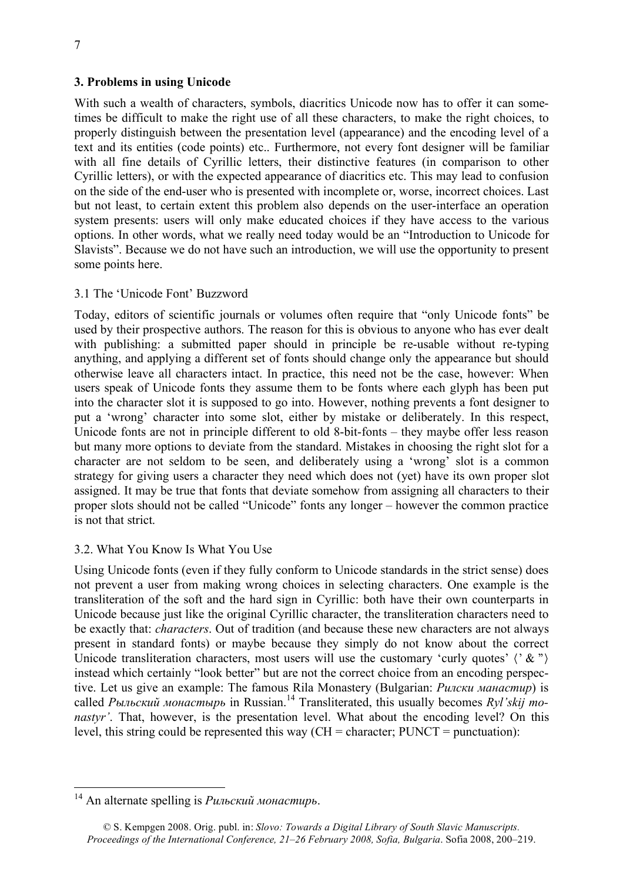### 3. Problems in using Unicode

With such a wealth of characters, symbols, diacritics Unicode now has to offer it can sometimes be difficult to make the right use of all these characters, to make the right choices, to properly distinguish between the presentation level (appearance) and the encoding level of a text and its entities (code points) etc.. Furthermore, not every font designer will be familiar with all fine details of Cyrillic letters, their distinctive features (in comparison to other Cyrillic letters), or with the expected appearance of diacritics etc. This may lead to confusion on the side of the end-user who is presented with incomplete or, worse, incorrect choices. Last but not least, to certain extent this problem also depends on the user-interface an operation system presents: users will only make educated choices if they have access to the various options. In other words, what we really need today would be an "Introduction to Unicode for Slavists". Because we do not have such an introduction, we will use the opportunity to present some points here.

#### 3.1 The 'Unicode Font' Buzzword

Today, editors of scientific journals or volumes often require that "only Unicode fonts" be used by their prospective authors. The reason for this is obvious to anyone who has ever dealt with publishing: a submitted paper should in principle be re-usable without re-typing anything, and applying a different set of fonts should change only the appearance but should otherwise leave all characters intact. In practice, this need not be the case, however: When users speak of Unicode fonts they assume them to be fonts where each glyph has been put into the character slot it is supposed to go into. However, nothing prevents a font designer to put a 'wrong' character into some slot, either by mistake or deliberately. In this respect, Unicode fonts are not in principle different to old 8-bit-fonts – they maybe offer less reason but many more options to deviate from the standard. Mistakes in choosing the right slot for a character are not seldom to be seen, and deliberately using a 'wrong' slot is a common strategy for giving users a character they need which does not (yet) have its own proper slot assigned. It may be true that fonts that deviate somehow from assigning all characters to their proper slots should not be called "Unicode" fonts any longer – however the common practice is not that strict.

#### 3.2. What You Know Is What You Use

Using Unicode fonts (even if they fully conform to Unicode standards in the strict sense) does not prevent a user from making wrong choices in selecting characters. One example is the transliteration of the soft and the hard sign in Cyrillic: both have their own counterparts in Unicode because just like the original Cyrillic character, the transliteration characters need to be exactly that: *characters*. Out of tradition (and because these new characters are not always present in standard fonts) or maybe because they simply do not know about the correct Unicode transliteration characters, most users will use the customary 'curly quotes' ⟨' & "⟩ instead which certainly "look better" but are not the correct choice from an encoding perspective. Let us give an example: The famous Rila Monastery (Bulgarian: *Рилски манастир*) is called *Рыльский монастырь* in Russian.[14] Transliterated, this usually becomes *Ryl'skij monastyr'*. That, however, is the presentation level. What about the encoding level? On this level, this string could be represented this way (CH = character; PUNCT = punctuation):

---

[14] An alternate spelling is *Рильский монастирь*.

© S. Kempgen 2008. Orig. publ. in: *Slovo: Towards a Digital Library of South Slavic Manuscripts. Proceedings of the International Conference, 21–26 February 2008, Sofia, Bulgaria*. Sofia 2008, 200–219.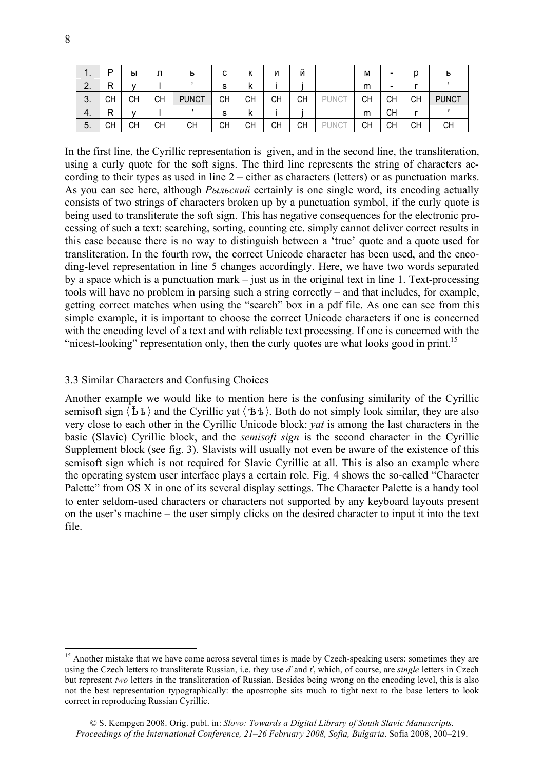| | | | | | | | | | | | | | |
|---|---|---|---|---|---|---|---|---|---|---|---|---|---|
| 1. | Р | ы | л | ь | с | к | и | й | | м | - | р | ь |
| 2. | R | y | l | ’ | s | k | i | j | | m | - | r | ’ |
| 3. | CH | CH | CH | PUNCT | CH | CH | CH | CH | PUNCT | CH | CH | CH | PUNCT |
| 4. | R | y | l | ʹ | s | k | i | j | | m | CH | r | ʹ |
| 5. | CH | CH | CH | CH | CH | CH | CH | CH | PUNCT | CH | CH | CH | CH |

In the first line, the Cyrillic representation is given, and in the second line, the transliteration, using a curly quote for the soft signs. The third line represents the string of characters according to their types as used in line 2 – either as characters (letters) or as punctuation marks. As you can see here, although *Рыльский* certainly is one single word, its encoding actually consists of two strings of characters broken up by a punctuation symbol, if the curly quote is being used to transliterate the soft sign. This has negative consequences for the electronic processing of such a text: searching, sorting, counting etc. simply cannot deliver correct results in this case because there is no way to distinguish between a ‘true’ quote and a quote used for transliteration. In the fourth row, the correct Unicode character has been used, and the encoding-level representation in line 5 changes accordingly. Here, we have two words separated by a space which is a punctuation mark – just as in the original text in line 1. Text-processing tools will have no problem in parsing such a string correctly – and that includes, for example, getting correct matches when using the “search” box in a pdf file. As one can see from this simple example, it is important to choose the correct Unicode characters if one is concerned with the encoding level of a text and with reliable text processing. If one is concerned with the “nicest-looking” representation only, then the curly quotes are what looks good in print.[15]

### 3.3 Similar Characters and Confusing Choices

Another example we would like to mention here is the confusing similarity of the Cyrillic semisoft sign ⟨Ҍ ҍ⟩ and the Cyrillic yat ⟨Ѣ ѣ⟩. Both do not simply look similar, they are also very close to each other in the Cyrillic Unicode block: *yat* is among the last characters in the basic (Slavic) Cyrillic block, and the *semisoft sign* is the second character in the Cyrillic Supplement block (see fig. 3). Slavists will usually not even be aware of the existence of this semisoft sign which is not required for Slavic Cyrillic at all. This is also an example where the operating system user interface plays a certain role. Fig. 4 shows the so-called “Character Palette” from OS X in one of its several display settings. The Character Palette is a handy tool to enter seldom-used characters or characters not supported by any keyboard layouts present on the user’s machine – the user simply clicks on the desired character to input it into the text file.

[15] Another mistake that we have come across several times is made by Czech-speaking users: sometimes they are using the Czech letters to transliterate Russian, i.e. they use *ď* and *ť*, which, of course, are *single* letters in Czech but represent *two* letters in the transliteration of Russian. Besides being wrong on the encoding level, this is also not the best representation typographically: the apostrophe sits much to tight next to the base letters to look correct in reproducing Russian Cyrillic.

© S. Kempgen 2008. Orig. publ. in: *Slovo: Towards a Digital Library of South Slavic Manuscripts. Proceedings of the International Conference, 21–26 February 2008, Sofia, Bulgaria*. Sofia 2008, 200–219.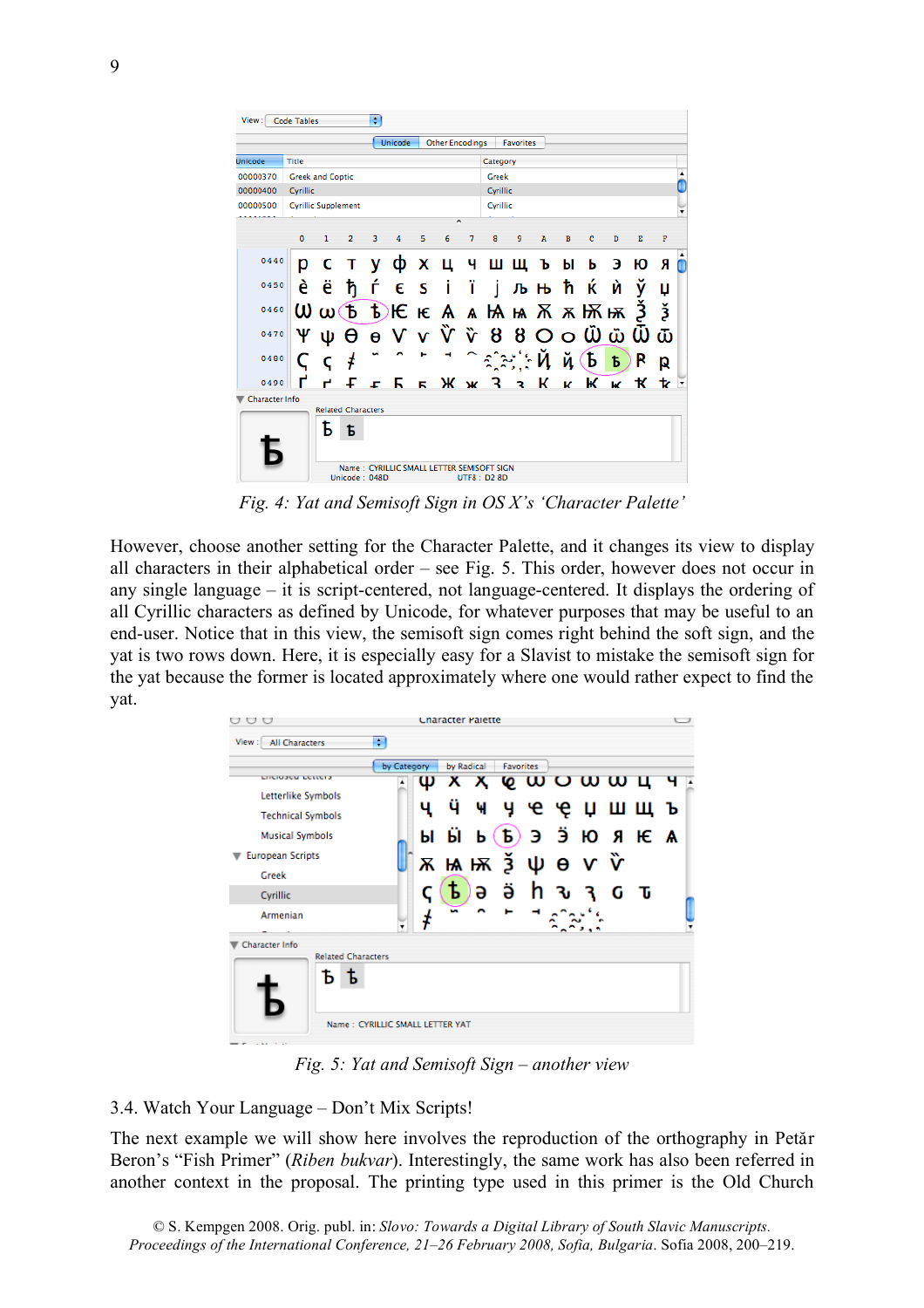Fig. 4: Yat and Semisoft Sign in OS X's 'Character Palette'

However, choose another setting for the Character Palette, and it changes its view to display all characters in their alphabetical order – see Fig. 5. This order, however does not occur in any single language – it is script-centered, not language-centered. It displays the ordering of all Cyrillic characters as defined by Unicode, for whatever purposes that may be useful to an end-user. Notice that in this view, the semisoft sign comes right behind the soft sign, and the yat is two rows down. Here, it is especially easy for a Slavist to mistake the semisoft sign for the yat because the former is located approximately where one would rather expect to find the yat.

Fig. 5: Yat and Semisoft Sign – another view

### 3.4. Watch Your Language – Don't Mix Scripts!

The next example we will show here involves the reproduction of the orthography in Petăr Beron's "Fish Primer" (*Riben bukvar*). Interestingly, the same work has also been referred in another context in the proposal. The printing type used in this primer is the Old Church

© S. Kempgen 2008. Orig. publ. in: *Slovo: Towards a Digital Library of South Slavic Manuscripts. Proceedings of the International Conference, 21–26 February 2008, Sofia, Bulgaria*. Sofia 2008, 200–219.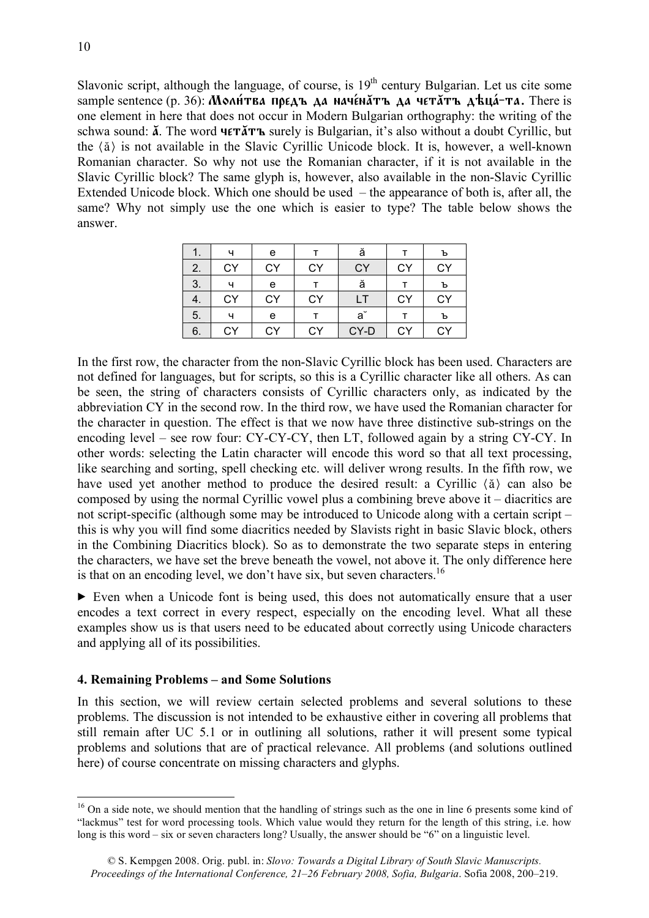Slavonic script, although the language, of course, is 19th century Bulgarian. Let us cite some sample sentence (p. 36): **Моли́тва предъ да начéнӑтъ да четӑтъ дѣца́-та.** There is one element in here that does not occur in Modern Bulgarian orthography: the writing of the schwa sound: **ӑ**. The word **четӑтъ** surely is Bulgarian, it's also without a doubt Cyrillic, but the ⟨ӑ⟩ is not available in the Slavic Cyrillic Unicode block. It is, however, a well-known Romanian character. So why not use the Romanian character, if it is not available in the Slavic Cyrillic block? The same glyph is, however, also available in the non-Slavic Cyrillic Extended Unicode block. Which one should be used – the appearance of both is, after all, the same? Why not simply use the one which is easier to type? The table below shows the answer.

| | | | | | | |
|---|---|---|---|---|---|---|
| 1. | ч | е | т | ӑ | т | ъ |
| 2. | CY | CY | CY | CY | CY | CY |
| 3. | ч | е | т | ă | т | ъ |
| 4. | CY | CY | CY | LT | CY | CY |
| 5. | ч | е | т | ӑ | т | ъ |
| 6. | CY | CY | CY | CY-D | CY | CY |

In the first row, the character from the non-Slavic Cyrillic block has been used. Characters are not defined for languages, but for scripts, so this is a Cyrillic character like all others. As can be seen, the string of characters consists of Cyrillic characters only, as indicated by the abbreviation CY in the second row. In the third row, we have used the Romanian character for the character in question. The effect is that we now have three distinctive sub-strings on the encoding level – see row four: CY-CY-CY, then LT, followed again by a string CY-CY. In other words: selecting the Latin character will encode this word so that all text processing, like searching and sorting, spell checking etc. will deliver wrong results. In the fifth row, we have used yet another method to produce the desired result: a Cyrillic ⟨ӑ⟩ can also be composed by using the normal Cyrillic vowel plus a combining breve above it – diacritics are not script-specific (although some may be introduced to Unicode along with a certain script – this is why you will find some diacritics needed by Slavists right in basic Slavic block, others in the Combining Diacritics block). So as to demonstrate the two separate steps in entering the characters, we have set the breve beneath the vowel, not above it. The only difference here is that on an encoding level, we don't have six, but seven characters.[16]

► Even when a Unicode font is being used, this does not automatically ensure that a user encodes a text correct in every respect, especially on the encoding level. What all these examples show us is that users need to be educated about correctly using Unicode characters and applying all of its possibilities.

## 4. Remaining Problems – and Some Solutions

In this section, we will review certain selected problems and several solutions to these problems. The discussion is not intended to be exhaustive either in covering all problems that still remain after UC 5.1 or in outlining all solutions, rather it will present some typical problems and solutions that are of practical relevance. All problems (and solutions outlined here) of course concentrate on missing characters and glyphs.

[16] On a side note, we should mention that the handling of strings such as the one in line 6 presents some kind of "lackmus" test for word processing tools. Which value would they return for the length of this string, i.e. how long is this word – six or seven characters long? Usually, the answer should be "6" on a linguistic level.

© S. Kempgen 2008. Orig. publ. in: *Slovo: Towards a Digital Library of South Slavic Manuscripts. Proceedings of the International Conference, 21–26 February 2008, Sofia, Bulgaria*. Sofia 2008, 200–219.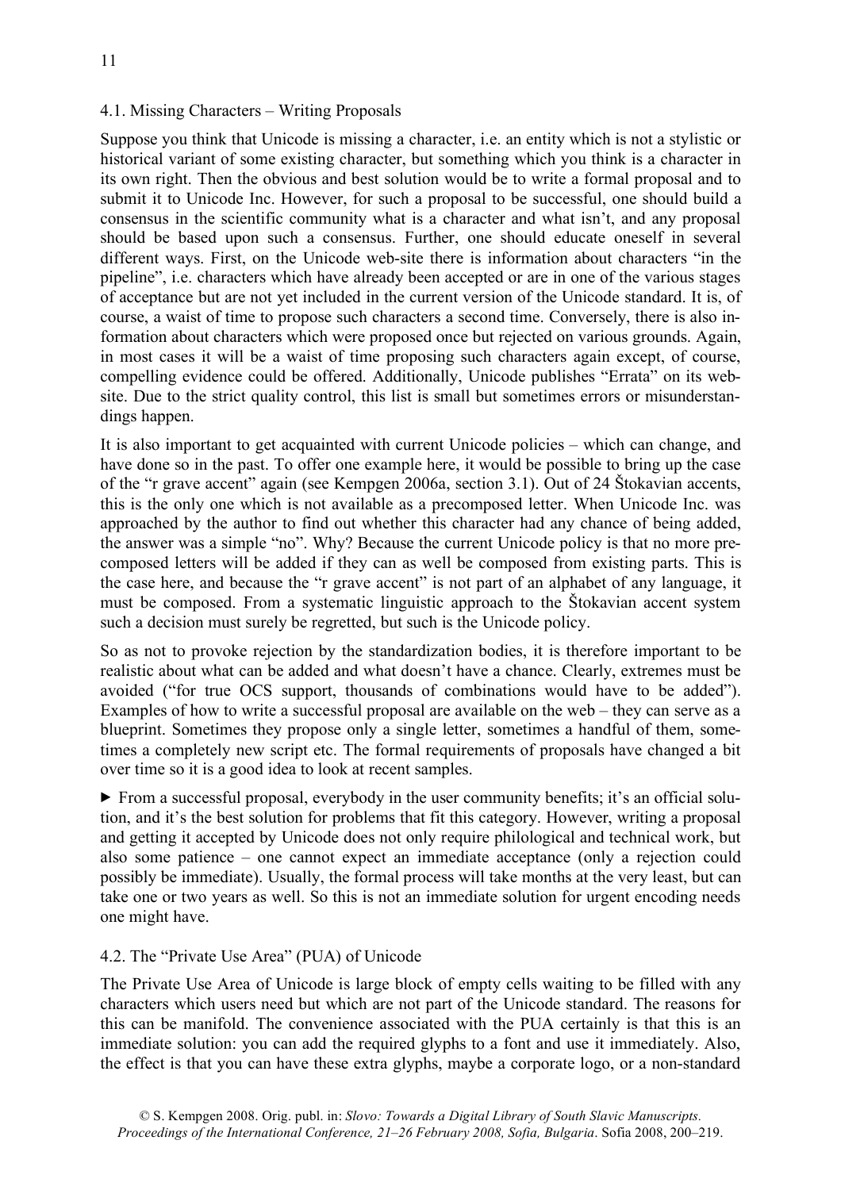### 4.1. Missing Characters – Writing Proposals

Suppose you think that Unicode is missing a character, i.e. an entity which is not a stylistic or historical variant of some existing character, but something which you think is a character in its own right. Then the obvious and best solution would be to write a formal proposal and to submit it to Unicode Inc. However, for such a proposal to be successful, one should build a consensus in the scientific community what is a character and what isn't, and any proposal should be based upon such a consensus. Further, one should educate oneself in several different ways. First, on the Unicode web-site there is information about characters "in the pipeline", i.e. characters which have already been accepted or are in one of the various stages of acceptance but are not yet included in the current version of the Unicode standard. It is, of course, a waist of time to propose such characters a second time. Conversely, there is also information about characters which were proposed once but rejected on various grounds. Again, in most cases it will be a waist of time proposing such characters again except, of course, compelling evidence could be offered. Additionally, Unicode publishes "Errata" on its website. Due to the strict quality control, this list is small but sometimes errors or misunderstandings happen.

It is also important to get acquainted with current Unicode policies – which can change, and have done so in the past. To offer one example here, it would be possible to bring up the case of the "r grave accent" again (see Kempgen 2006a, section 3.1). Out of 24 Štokavian accents, this is the only one which is not available as a precomposed letter. When Unicode Inc. was approached by the author to find out whether this character had any chance of being added, the answer was a simple "no". Why? Because the current Unicode policy is that no more precomposed letters will be added if they can as well be composed from existing parts. This is the case here, and because the "r grave accent" is not part of an alphabet of any language, it must be composed. From a systematic linguistic approach to the Štokavian accent system such a decision must surely be regretted, but such is the Unicode policy.

So as not to provoke rejection by the standardization bodies, it is therefore important to be realistic about what can be added and what doesn't have a chance. Clearly, extremes must be avoided ("for true OCS support, thousands of combinations would have to be added"). Examples of how to write a successful proposal are available on the web – they can serve as a blueprint. Sometimes they propose only a single letter, sometimes a handful of them, sometimes a completely new script etc. The formal requirements of proposals have changed a bit over time so it is a good idea to look at recent samples.

► From a successful proposal, everybody in the user community benefits; it's an official solution, and it's the best solution for problems that fit this category. However, writing a proposal and getting it accepted by Unicode does not only require philological and technical work, but also some patience – one cannot expect an immediate acceptance (only a rejection could possibly be immediate). Usually, the formal process will take months at the very least, but can take one or two years as well. So this is not an immediate solution for urgent encoding needs one might have.

### 4.2. The "Private Use Area" (PUA) of Unicode

The Private Use Area of Unicode is large block of empty cells waiting to be filled with any characters which users need but which are not part of the Unicode standard. The reasons for this can be manifold. The convenience associated with the PUA certainly is that this is an immediate solution: you can add the required glyphs to a font and use it immediately. Also, the effect is that you can have these extra glyphs, maybe a corporate logo, or a non-standard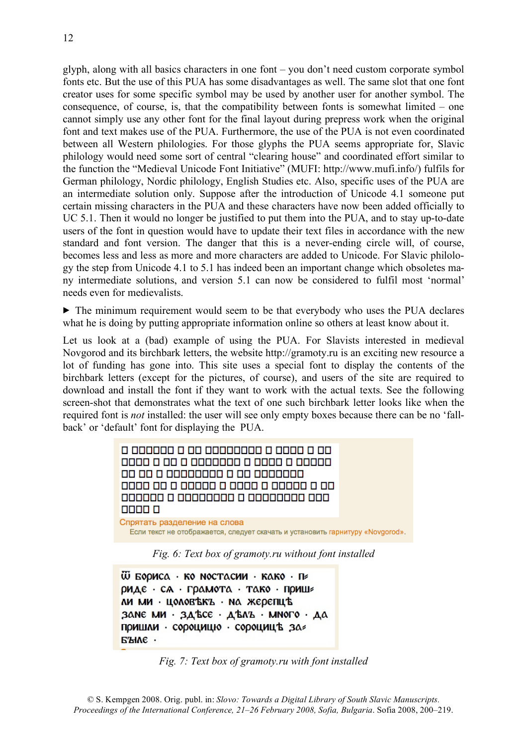glyph, along with all basics characters in one font – you don't need custom corporate symbol fonts etc. But the use of this PUA has some disadvantages as well. The same slot that one font creator uses for some specific symbol may be used by another user for another symbol. The consequence, of course, is, that the compatibility between fonts is somewhat limited – one cannot simply use any other font for the final layout during prepress work when the original font and text makes use of the PUA. Furthermore, the use of the PUA is not even coordinated between all Western philologies. For those glyphs the PUA seems appropriate for, Slavic philology would need some sort of central "clearing house" and coordinated effort similar to the function the "Medieval Unicode Font Initiative" (MUFI: http://www.mufi.info/) fulfils for German philology, Nordic philology, English Studies etc. Also, specific uses of the PUA are an intermediate solution only. Suppose after the introduction of Unicode 4.1 someone put certain missing characters in the PUA and these characters have now been added officially to UC 5.1. Then it would no longer be justified to put them into the PUA, and to stay up-to-date users of the font in question would have to update their text files in accordance with the new standard and font version. The danger that this is a never-ending circle will, of course, becomes less and less as more and more characters are added to Unicode. For Slavic philology the step from Unicode 4.1 to 5.1 has indeed been an important change which obsoletes many intermediate solutions, and version 5.1 can now be considered to fulfil most 'normal' needs even for medievalists.

► The minimum requirement would seem to be that everybody who uses the PUA declares what he is doing by putting appropriate information online so others at least know about it.

Let us look at a (bad) example of using the PUA. For Slavists interested in medieval Novgorod and its birchbark letters, the website http://gramoty.ru is an exciting new resource a lot of funding has gone into. This site uses a special font to display the contents of the birchbark letters (except for the pictures, of course), and users of the site are required to download and install the font if they want to work with the actual texts. See the following screen-shot that demonstrates what the text of one such birchbark letter looks like when the required font is *not* installed: the user will see only empty boxes because there can be no 'fall-back' or 'default' font for displaying the PUA.

□ □□□□□□ □ □□ □□□□□□□□ □ □□□□ □ □□
□□□□ □ □□ □ □□□□□□□ □ □□□□ □ □□□□□
□□ □□ □ □□□□□□□□ □ □□ □□□□□□□
□□□□ □□ □ □□□□□ □ □□□□ □ □□□□□ □ □□
□□□□□□ □ □□□□□□□□ □ □□□□□□□□ □□□
□□□□ □

Спрятать разделение на слова

Если текст не отображается, следует скачать и установить гарнитуру «Novgorod».

*Fig. 6: Text box of gramoty.ru without font installed*

ѿ бориса · коностасии · како · п=
риде · са · грамота · тако · приш=
ли ми · цоловѣкъ · на жерепцѣ
зане ми · здѣсе · дѣлъ · много · да
пришли · сороцицю · сороцицѣ за=
бъıле ·

*Fig. 7: Text box of gramoty.ru with font installed*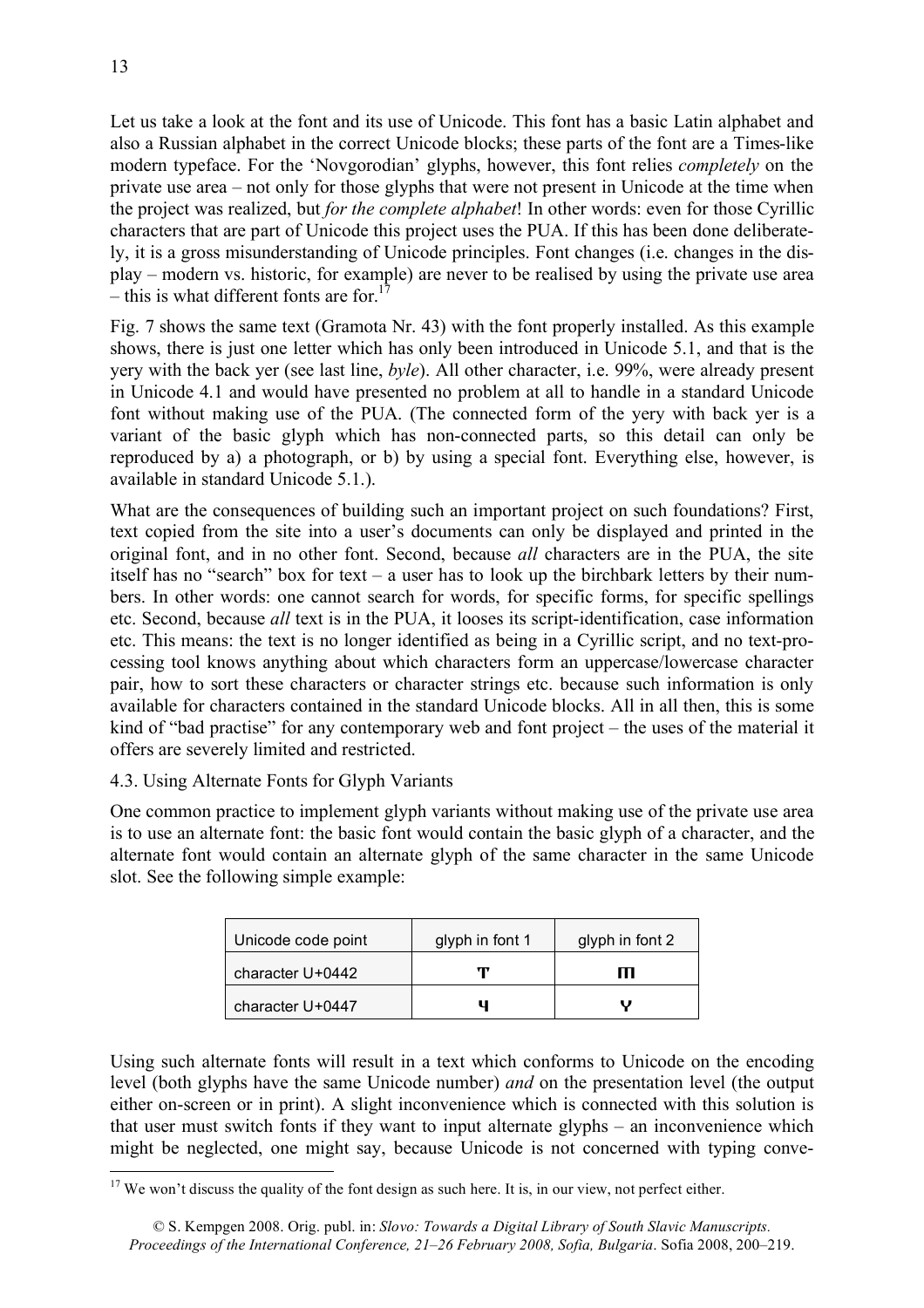Let us take a look at the font and its use of Unicode. This font has a basic Latin alphabet and also a Russian alphabet in the correct Unicode blocks; these parts of the font are a Times-like modern typeface. For the 'Novgorodian' glyphs, however, this font relies *completely* on the private use area – not only for those glyphs that were not present in Unicode at the time when the project was realized, but *for the complete alphabet*! In other words: even for those Cyrillic characters that are part of Unicode this project uses the PUA. If this has been done deliberately, it is a gross misunderstanding of Unicode principles. Font changes (i.e. changes in the display – modern vs. historic, for example) are never to be realised by using the private use area – this is what different fonts are for.[17]

Fig. 7 shows the same text (Gramota Nr. 43) with the font properly installed. As this example shows, there is just one letter which has only been introduced in Unicode 5.1, and that is the yery with the back yer (see last line, *byle*). All other character, i.e. 99%, were already present in Unicode 4.1 and would have presented no problem at all to handle in a standard Unicode font without making use of the PUA. (The connected form of the yery with back yer is a variant of the basic glyph which has non-connected parts, so this detail can only be reproduced by a) a photograph, or b) by using a special font. Everything else, however, is available in standard Unicode 5.1.).

What are the consequences of building such an important project on such foundations? First, text copied from the site into a user's documents can only be displayed and printed in the original font, and in no other font. Second, because *all* characters are in the PUA, the site itself has no "search" box for text – a user has to look up the birchbark letters by their numbers. In other words: one cannot search for words, for specific forms, for specific spellings etc. Second, because *all* text is in the PUA, it looses its script-identification, case information etc. This means: the text is no longer identified as being in a Cyrillic script, and no text-processing tool knows anything about which characters form an uppercase/lowercase character pair, how to sort these characters or character strings etc. because such information is only available for characters contained in the standard Unicode blocks. All in all then, this is some kind of "bad practise" for any contemporary web and font project – the uses of the material it offers are severely limited and restricted.

4.3. Using Alternate Fonts for Glyph Variants

One common practice to implement glyph variants without making use of the private use area is to use an alternate font: the basic font would contain the basic glyph of a character, and the alternate font would contain an alternate glyph of the same character in the same Unicode slot. See the following simple example:

| Unicode code point | glyph in font 1 | glyph in font 2 |
|---|---|---|
| character U+0442 | т | ш |
| character U+0447 | ч | ү |

Using such alternate fonts will result in a text which conforms to Unicode on the encoding level (both glyphs have the same Unicode number) *and* on the presentation level (the output either on-screen or in print). A slight inconvenience which is connected with this solution is that user must switch fonts if they want to input alternate glyphs – an inconvenience which might be neglected, one might say, because Unicode is not concerned with typing conve-

[17] We won't discuss the quality of the font design as such here. It is, in our view, not perfect either.

© S. Kempgen 2008. Orig. publ. in: *Slovo: Towards a Digital Library of South Slavic Manuscripts. Proceedings of the International Conference, 21–26 February 2008, Sofia, Bulgaria*. Sofia 2008, 200–219.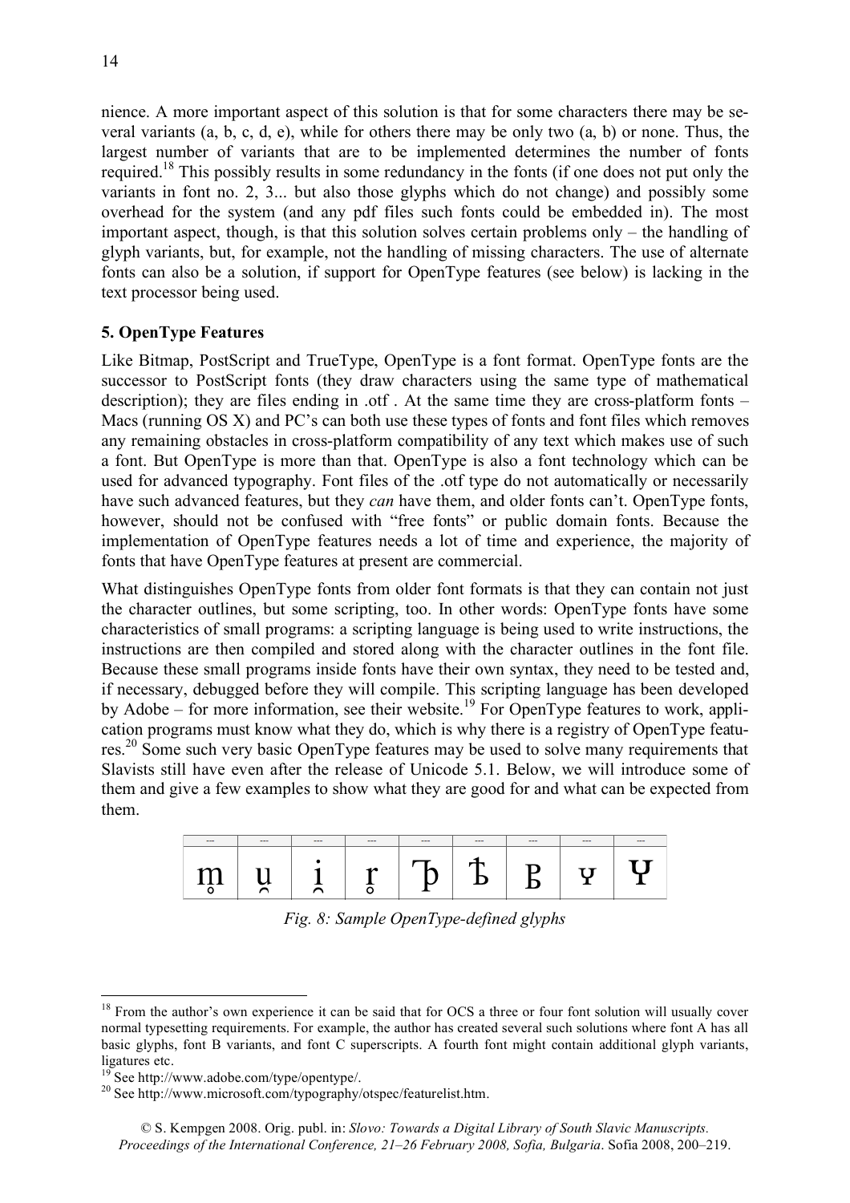nience. A more important aspect of this solution is that for some characters there may be several variants (a, b, c, d, e), while for others there may be only two (a, b) or none. Thus, the largest number of variants that are to be implemented determines the number of fonts required.[18] This possibly results in some redundancy in the fonts (if one does not put only the variants in font no. 2, 3... but also those glyphs which do not change) and possibly some overhead for the system (and any pdf files such fonts could be embedded in). The most important aspect, though, is that this solution solves certain problems only – the handling of glyph variants, but, for example, not the handling of missing characters. The use of alternate fonts can also be a solution, if support for OpenType features (see below) is lacking in the text processor being used.

### 5. OpenType Features

Like Bitmap, PostScript and TrueType, OpenType is a font format. OpenType fonts are the successor to PostScript fonts (they draw characters using the same type of mathematical description); they are files ending in .otf . At the same time they are cross-platform fonts – Macs (running OS X) and PC's can both use these types of fonts and font files which removes any remaining obstacles in cross-platform compatibility of any text which makes use of such a font. But OpenType is more than that. OpenType is also a font technology which can be used for advanced typography. Font files of the .otf type do not automatically or necessarily have such advanced features, but they *can* have them, and older fonts can't. OpenType fonts, however, should not be confused with "free fonts" or public domain fonts. Because the implementation of OpenType features needs a lot of time and experience, the majority of fonts that have OpenType features at present are commercial.

What distinguishes OpenType fonts from older font formats is that they can contain not just the character outlines, but some scripting, too. In other words: OpenType fonts have some characteristics of small programs: a scripting language is being used to write instructions, the instructions are then compiled and stored along with the character outlines in the font file. Because these small programs inside fonts have their own syntax, they need to be tested and, if necessary, debugged before they will compile. This scripting language has been developed by Adobe – for more information, see their website.[19] For OpenType features to work, application programs must know what they do, which is why there is a registry of OpenType features.[20] Some such very basic OpenType features may be used to solve many requirements that Slavists still have even after the release of Unicode 5.1. Below, we will introduce some of them and give a few examples to show what they are good for and what can be expected from them.

| --- | --- | --- | --- | --- | --- | --- | --- | --- |
|---|---|---|---|---|---|---|---|---|
| m̥ | u̯ | i̯ | r̥ | Ђ | Ѣ | Ꞵ | ʏ | Y |

*Fig. 8: Sample OpenType-defined glyphs*

---

[18] From the author's own experience it can be said that for OCS a three or four font solution will usually cover normal typesetting requirements. For example, the author has created several such solutions where font A has all basic glyphs, font B variants, and font C superscripts. A fourth font might contain additional glyph variants, ligatures etc.

[19] See http://www.adobe.com/type/opentype/.

[20] See http://www.microsoft.com/typography/otspec/featurelist.htm.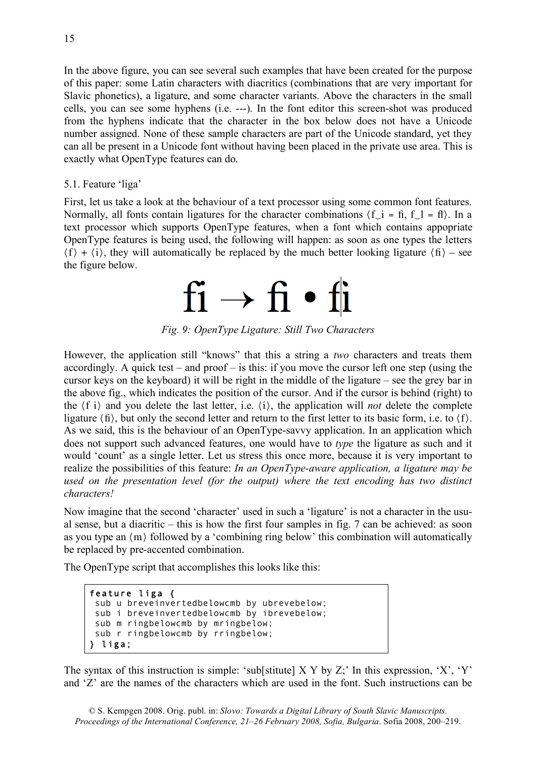In the above figure, you can see several such examples that have been created for the purpose of this paper: some Latin characters with diacritics (combinations that are very important for Slavic phonetics), a ligature, and some character variants. Above the characters in the small cells, you can see some hyphens (i.e. ---). In the font editor this screen-shot was produced from the hyphens indicate that the character in the box below does not have a Unicode number assigned. None of these sample characters are part of the Unicode standard, yet they can all be present in a Unicode font without having been placed in the private use area. This is exactly what OpenType features can do.

5.1. Feature 'liga'

First, let us take a look at the behaviour of a text processor using some common font features. Normally, all fonts contain ligatures for the character combinations ⟨f‿i = ﬁ, f‿l = ﬂ⟩. In a text processor which supports OpenType features, when a font which contains appopriate OpenType features is being used, the following will happen: as soon as one types the letters ⟨f⟩ + ⟨i⟩, they will automatically be replaced by the much better looking ligature ⟨ﬁ⟩ – see the figure below.

fi → ﬁ • ﬁ

*Fig. 9: OpenType Ligature: Still Two Characters*

However, the application still "knows" that this a string a *two* characters and treats them accordingly. A quick test – and proof – is this: if you move the cursor left one step (using the cursor keys on the keyboard) it will be right in the middle of the ligature – see the grey bar in the above fig., which indicates the position of the cursor. And if the cursor is behind (right) to the ⟨f i⟩ and you delete the last letter, i.e. ⟨i⟩, the application will *not* delete the complete ligature ⟨ﬁ⟩, but only the second letter and return to the first letter to its basic form, i.e. to ⟨f⟩. As we said, this is the behaviour of an OpenType-savvy application. In an application which does not support such advanced features, one would have to *type* the ligature as such and it would 'count' as a single letter. Let us stress this once more, because it is very important to realize the possibilities of this feature: *In an OpenType-aware application, a ligature may be used on the presentation level (for the output) where the text encoding has two distinct characters!*

Now imagine that the second 'character' used in such a 'ligature' is not a character in the usual sense, but a diacritic – this is how the first four samples in fig. 7 can be achieved: as soon as you type an ⟨m⟩ followed by a 'combining ring below' this combination will automatically be replaced by pre-accented combination.

The OpenType script that accomplishes this looks like this:

```
feature liga {
 sub u breveinvertedbelowcmb by ubrevebelow;
 sub i breveinvertedbelowcmb by ibrevebelow;
 sub m ringbelowcmb by mringbelow;
 sub r ringbelowcmb by rringbelow;
} liga;
```

The syntax of this instruction is simple: 'sub[stitute] X Y by Z;' In this expression, 'X', 'Y' and 'Z' are the names of the characters which are used in the font. Such instructions can be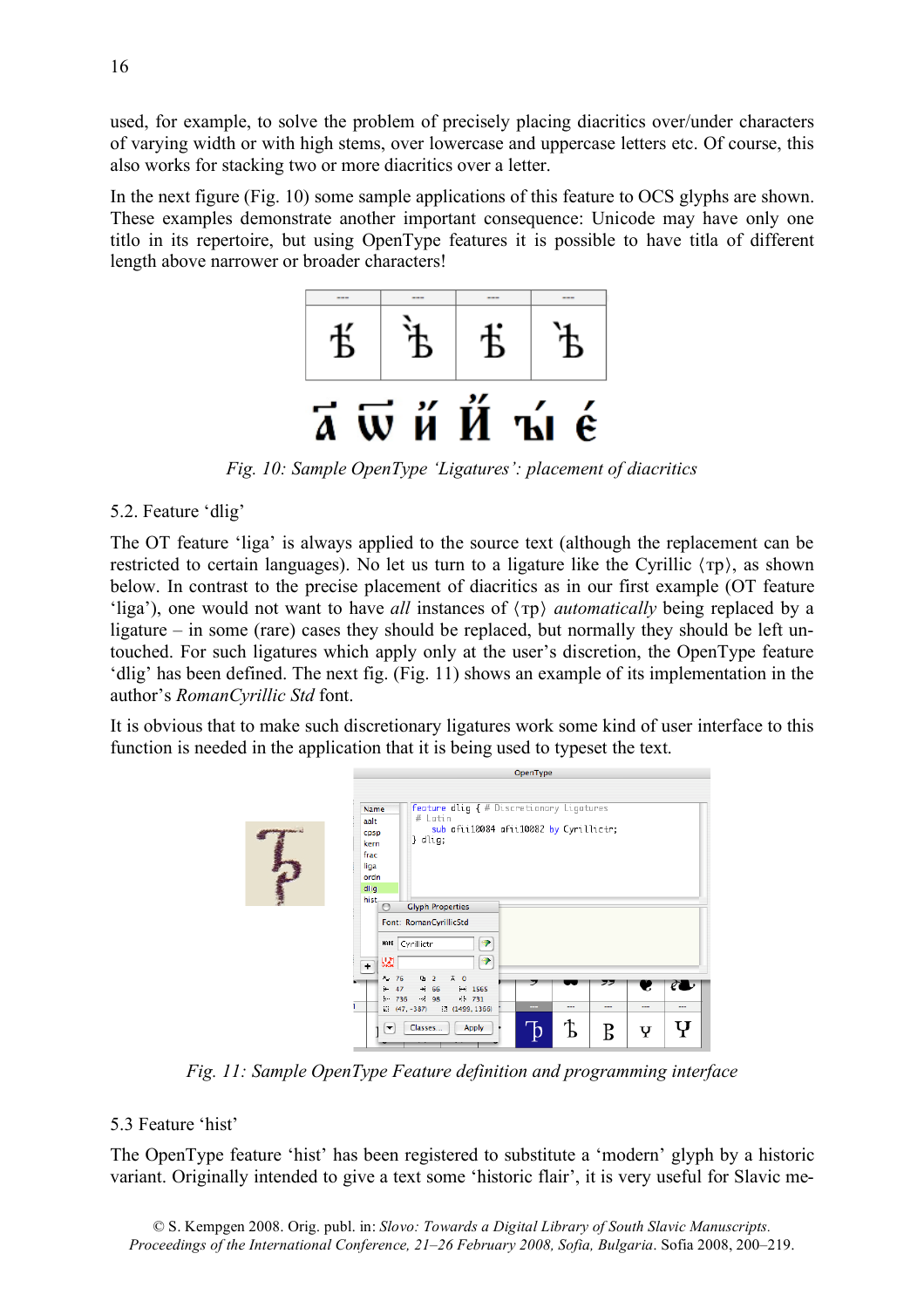used, for example, to solve the problem of precisely placing diacritics over/under characters of varying width or with high stems, over lowercase and uppercase letters etc. Of course, this also works for stacking two or more diacritics over a letter.

In the next figure (Fig. 10) some sample applications of this feature to OCS glyphs are shown. These examples demonstrate another important consequence: Unicode may have only one titlo in its repertoire, but using OpenType features it is possible to have titla of different length above narrower or broader characters!

*Fig. 10: Sample OpenType 'Ligatures': placement of diacritics*

5.2. Feature 'dlig'

The OT feature 'liga' is always applied to the source text (although the replacement can be restricted to certain languages). No let us turn to a ligature like the Cyrillic ⟨тр⟩, as shown below. In contrast to the precise placement of diacritics as in our first example (OT feature 'liga'), one would not want to have *all* instances of ⟨тр⟩ *automatically* being replaced by a ligature – in some (rare) cases they should be replaced, but normally they should be left untouched. For such ligatures which apply only at the user's discretion, the OpenType feature 'dlig' has been defined. The next fig. (Fig. 11) shows an example of its implementation in the author's *RomanCyrillic Std* font.

It is obvious that to make such discretionary ligatures work some kind of user interface to this function is needed in the application that it is being used to typeset the text.

*Fig. 11: Sample OpenType Feature definition and programming interface*

5.3 Feature 'hist'

The OpenType feature 'hist' has been registered to substitute a 'modern' glyph by a historic variant. Originally intended to give a text some 'historic flair', it is very useful for Slavic me-

© S. Kempgen 2008. Orig. publ. in: *Slovo: Towards a Digital Library of South Slavic Manuscripts. Proceedings of the International Conference, 21–26 February 2008, Sofia, Bulgaria*. Sofia 2008, 200–219.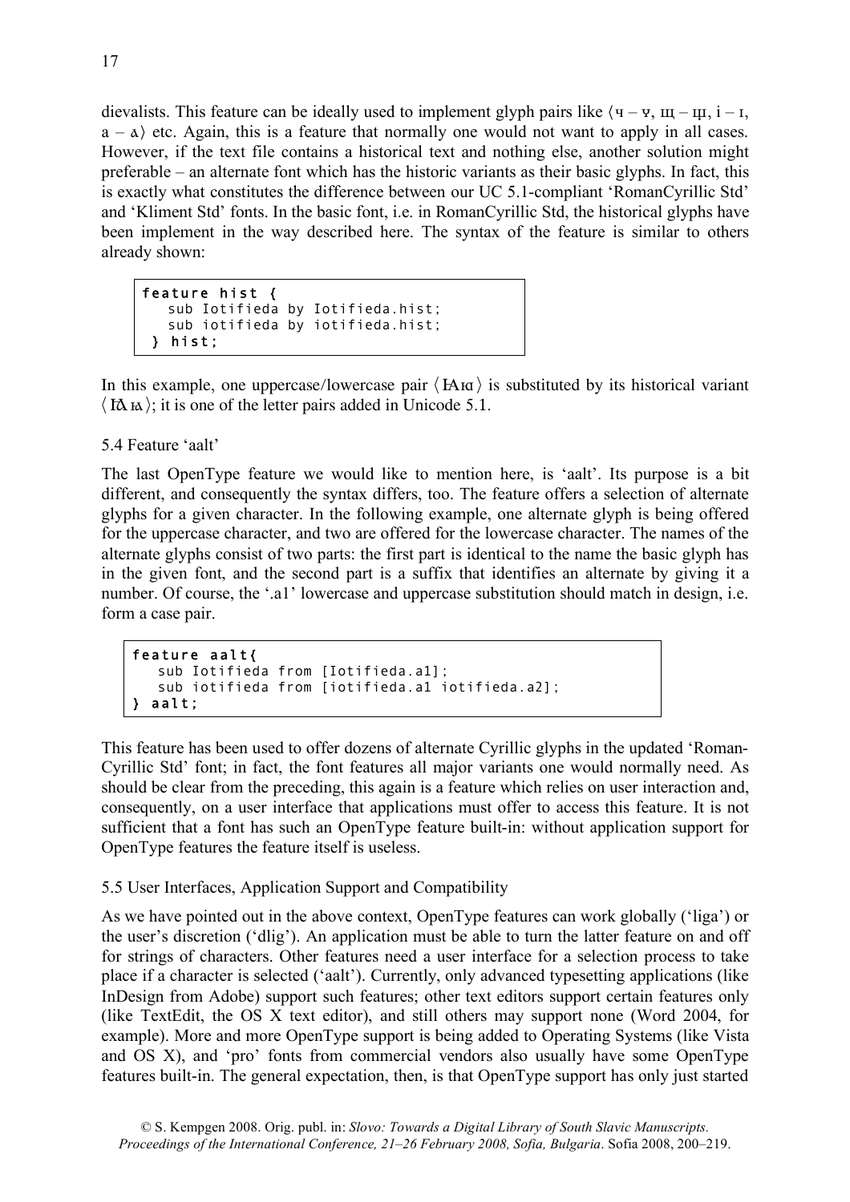dievalists. This feature can be ideally used to implement glyph pairs like ⟨ч – ꙡ, щ – щ, і – ı, а – ꙗ⟩ etc. Again, this is a feature that normally one would not want to apply in all cases. However, if the text file contains a historical text and nothing else, another solution might preferable – an alternate font which has the historic variants as their basic glyphs. In fact, this is exactly what constitutes the difference between our UC 5.1-compliant 'RomanCyrillic Std' and 'Kliment Std' fonts. In the basic font, i.e. in RomanCyrillic Std, the historical glyphs have been implement in the way described here. The syntax of the feature is similar to others already shown:

```
feature hist {
   sub Iotifieda by Iotifieda.hist;
   sub iotifieda by iotifieda.hist;
 } hist;
```

In this example, one uppercase/lowercase pair ⟨Ꙗꙗ⟩ is substituted by its historical variant ⟨Ꙗ ꙗ⟩; it is one of the letter pairs added in Unicode 5.1.

5.4 Feature 'aalt'

The last OpenType feature we would like to mention here, is 'aalt'. Its purpose is a bit different, and consequently the syntax differs, too. The feature offers a selection of alternate glyphs for a given character. In the following example, one alternate glyph is being offered for the uppercase character, and two are offered for the lowercase character. The names of the alternate glyphs consist of two parts: the first part is identical to the name the basic glyph has in the given font, and the second part is a suffix that identifies an alternate by giving it a number. Of course, the '.a1' lowercase and uppercase substitution should match in design, i.e. form a case pair.

```
feature aalt{
   sub Iotifieda from [Iotifieda.a1];
   sub iotifieda from [iotifieda.a1 iotifieda.a2];
} aalt;
```

This feature has been used to offer dozens of alternate Cyrillic glyphs in the updated 'Roman-Cyrillic Std' font; in fact, the font features all major variants one would normally need. As should be clear from the preceding, this again is a feature which relies on user interaction and, consequently, on a user interface that applications must offer to access this feature. It is not sufficient that a font has such an OpenType feature built-in: without application support for OpenType features the feature itself is useless.

5.5 User Interfaces, Application Support and Compatibility

As we have pointed out in the above context, OpenType features can work globally ('liga') or the user's discretion ('dlig'). An application must be able to turn the latter feature on and off for strings of characters. Other features need a user interface for a selection process to take place if a character is selected ('aalt'). Currently, only advanced typesetting applications (like InDesign from Adobe) support such features; other text editors support certain features only (like TextEdit, the OS X text editor), and still others may support none (Word 2004, for example). More and more OpenType support is being added to Operating Systems (like Vista and OS X), and 'pro' fonts from commercial vendors also usually have some OpenType features built-in. The general expectation, then, is that OpenType support has only just started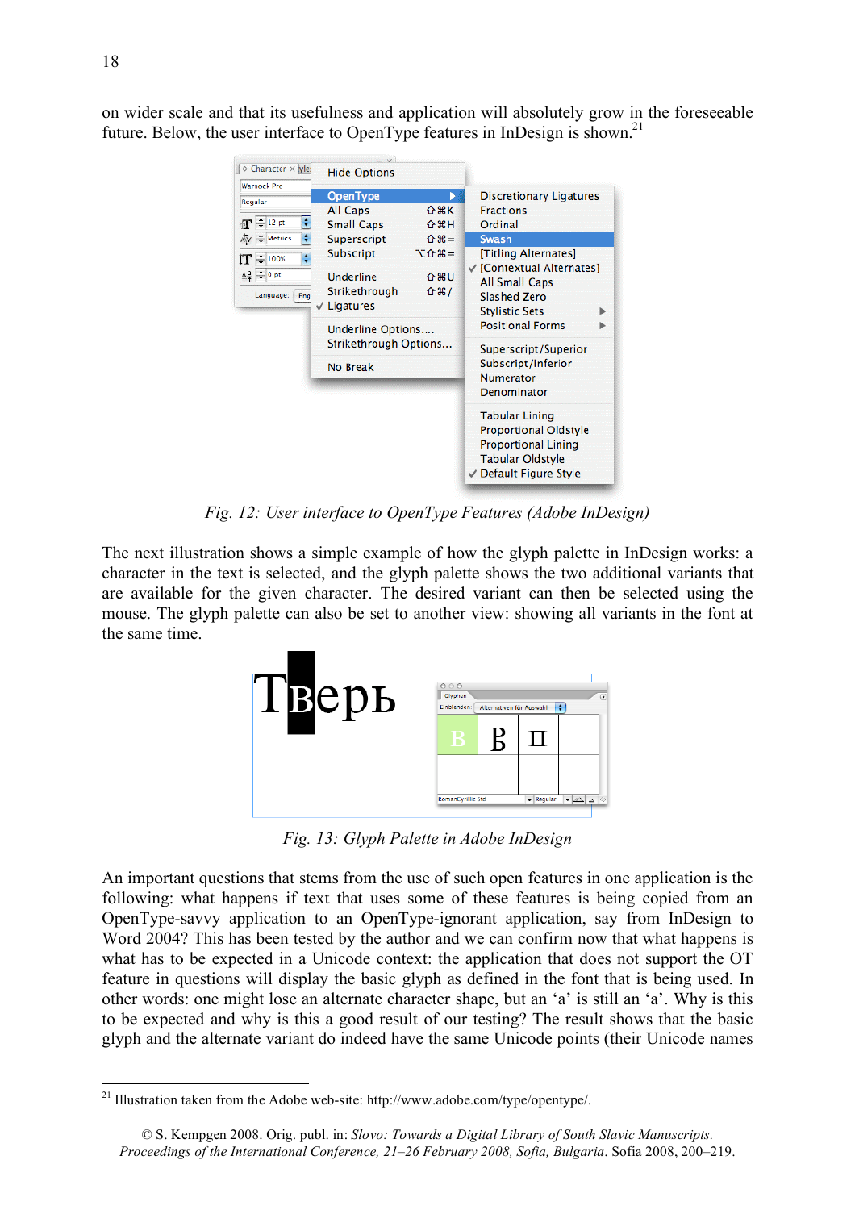on wider scale and that its usefulness and application will absolutely grow in the foreseeable future. Below, the user interface to OpenType features in InDesign is shown.[21]

Fig. 12: User interface to OpenType Features (Adobe InDesign)

The next illustration shows a simple example of how the glyph palette in InDesign works: a character in the text is selected, and the glyph palette shows the two additional variants that are available for the given character. The desired variant can then be selected using the mouse. The glyph palette can also be set to another view: showing all variants in the font at the same time.

Fig. 13: Glyph Palette in Adobe InDesign

An important questions that stems from the use of such open features in one application is the following: what happens if text that uses some of these features is being copied from an OpenType-savvy application to an OpenType-ignorant application, say from InDesign to Word 2004? This has been tested by the author and we can confirm now that what happens is what has to be expected in a Unicode context: the application that does not support the OT feature in questions will display the basic glyph as defined in the font that is being used. In other words: one might lose an alternate character shape, but an 'a' is still an 'a'. Why is this to be expected and why is this a good result of our testing? The result shows that the basic glyph and the alternate variant do indeed have the same Unicode points (their Unicode names

[21] Illustration taken from the Adobe web-site: http://www.adobe.com/type/opentype/.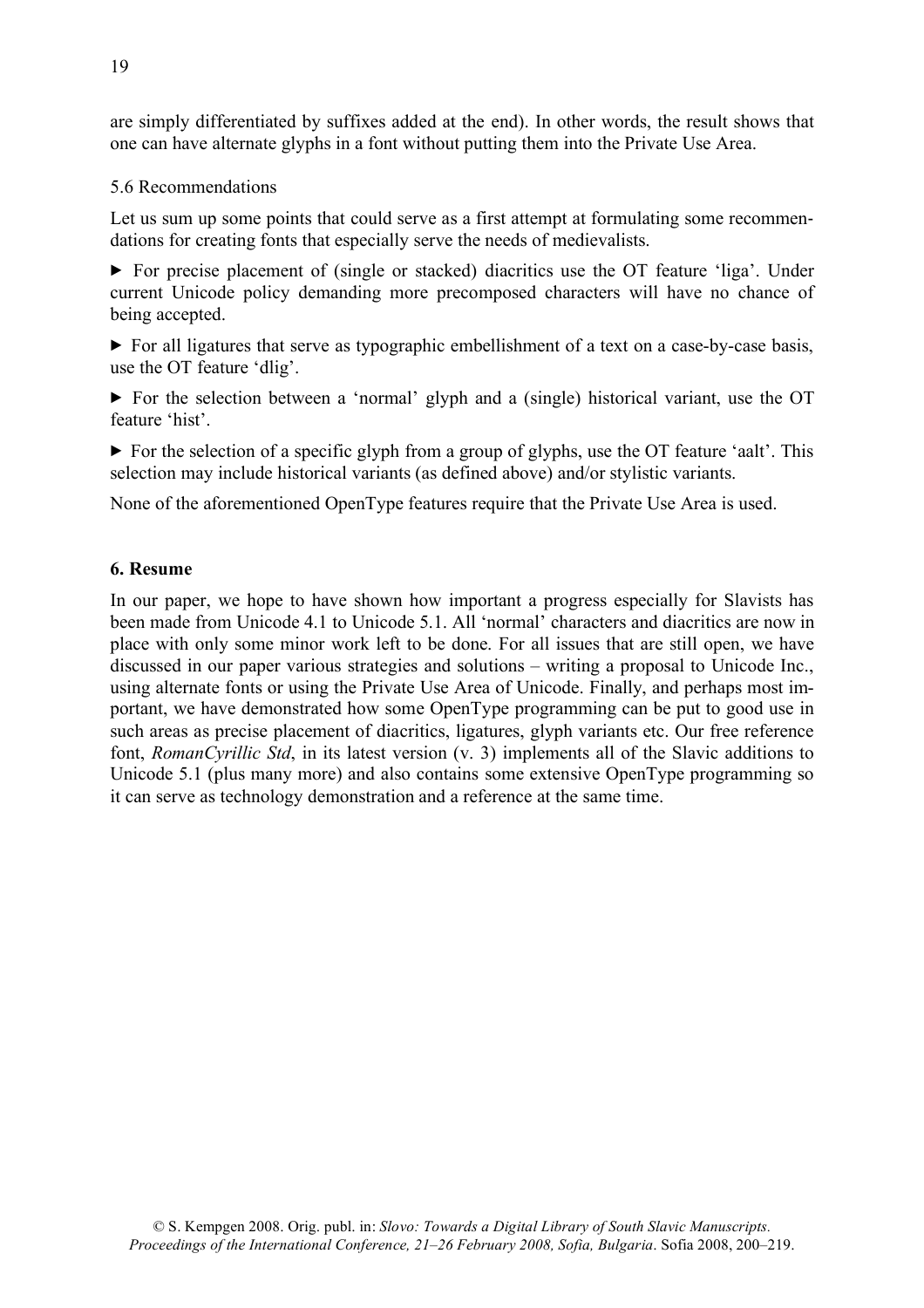are simply differentiated by suffixes added at the end). In other words, the result shows that one can have alternate glyphs in a font without putting them into the Private Use Area.

### 5.6 Recommendations

Let us sum up some points that could serve as a first attempt at formulating some recommendations for creating fonts that especially serve the needs of medievalists.

► For precise placement of (single or stacked) diacritics use the OT feature 'liga'. Under current Unicode policy demanding more precomposed characters will have no chance of being accepted.

► For all ligatures that serve as typographic embellishment of a text on a case-by-case basis, use the OT feature 'dlig'.

► For the selection between a 'normal' glyph and a (single) historical variant, use the OT feature 'hist'.

► For the selection of a specific glyph from a group of glyphs, use the OT feature 'aalt'. This selection may include historical variants (as defined above) and/or stylistic variants.

None of the aforementioned OpenType features require that the Private Use Area is used.

## 6. Resume

In our paper, we hope to have shown how important a progress especially for Slavists has been made from Unicode 4.1 to Unicode 5.1. All 'normal' characters and diacritics are now in place with only some minor work left to be done. For all issues that are still open, we have discussed in our paper various strategies and solutions – writing a proposal to Unicode Inc., using alternate fonts or using the Private Use Area of Unicode. Finally, and perhaps most important, we have demonstrated how some OpenType programming can be put to good use in such areas as precise placement of diacritics, ligatures, glyph variants etc. Our free reference font, *RomanCyrillic Std*, in its latest version (v. 3) implements all of the Slavic additions to Unicode 5.1 (plus many more) and also contains some extensive OpenType programming so it can serve as technology demonstration and a reference at the same time.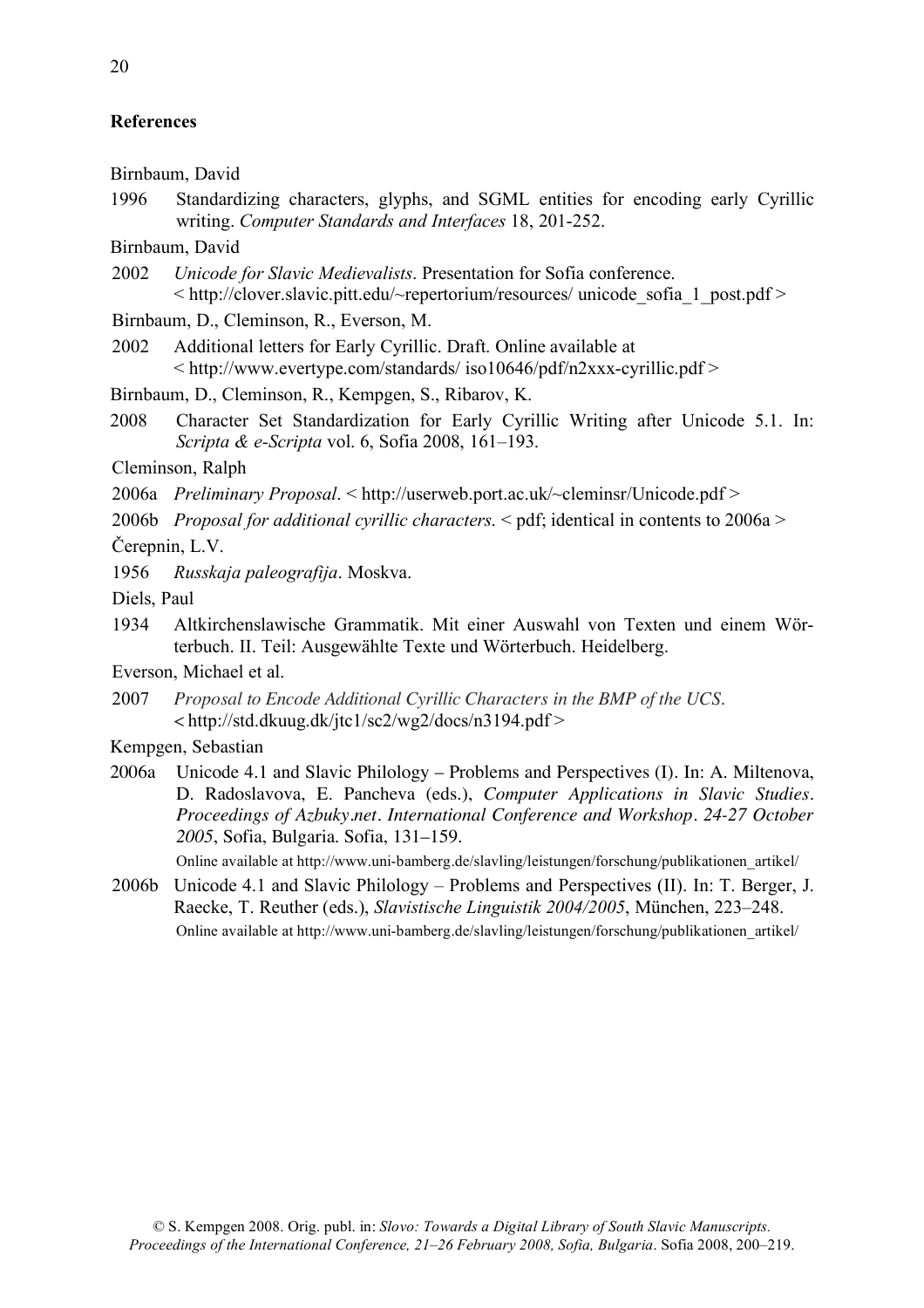**References**

Birnbaum, David

1996 Standardizing characters, glyphs, and SGML entities for encoding early Cyrillic writing. *Computer Standards and Interfaces* 18, 201-252.

Birnbaum, David

2002 *Unicode for Slavic Medievalists*. Presentation for Sofia conference. < http://clover.slavic.pitt.edu/~repertorium/resources/ unicode_sofia_1_post.pdf >

Birnbaum, D., Cleminson, R., Everson, M.

2002 Additional letters for Early Cyrillic. Draft. Online available at < http://www.evertype.com/standards/ iso10646/pdf/n2xxx-cyrillic.pdf >

Birnbaum, D., Cleminson, R., Kempgen, S., Ribarov, K.

2008 Character Set Standardization for Early Cyrillic Writing after Unicode 5.1. In: *Scripta & e-Scripta* vol. 6, Sofia 2008, 161–193.

Cleminson, Ralph

2006a *Preliminary Proposal*. < http://userweb.port.ac.uk/~cleminsr/Unicode.pdf >

2006b *Proposal for additional cyrillic characters.* < pdf; identical in contents to 2006a >

Čerepnin, L.V.

1956 *Russkaja paleografija*. Moskva.

Diels, Paul

1934 Altkirchenslawische Grammatik. Mit einer Auswahl von Texten und einem Wörterbuch. II. Teil: Ausgewählte Texte und Wörterbuch. Heidelberg.

Everson, Michael et al.

2007 *Proposal to Encode Additional Cyrillic Characters in the BMP of the UCS*. < http://std.dkuug.dk/jtc1/sc2/wg2/docs/n3194.pdf >

Kempgen, Sebastian

2006a Unicode 4.1 and Slavic Philology – Problems and Perspectives (I). In: A. Miltenova, D. Radoslavova, E. Pancheva (eds.), *Computer Applications in Slavic Studies. Proceedings of Azbuky.net. International Conference and Workshop. 24-27 October 2005*, Sofia, Bulgaria. Sofia, 131–159.
Online available at http://www.uni-bamberg.de/slavling/leistungen/forschung/publikationen_artikel/

2006b Unicode 4.1 and Slavic Philology – Problems and Perspectives (II). In: T. Berger, J. Raecke, T. Reuther (eds.), *Slavistische Linguistik 2004/2005*, München, 223–248.
Online available at http://www.uni-bamberg.de/slavling/leistungen/forschung/publikationen_artikel/

© S. Kempgen 2008. Orig. publ. in: *Slovo: Towards a Digital Library of South Slavic Manuscripts. Proceedings of the International Conference, 21–26 February 2008, Sofia, Bulgaria*. Sofia 2008, 200–219.